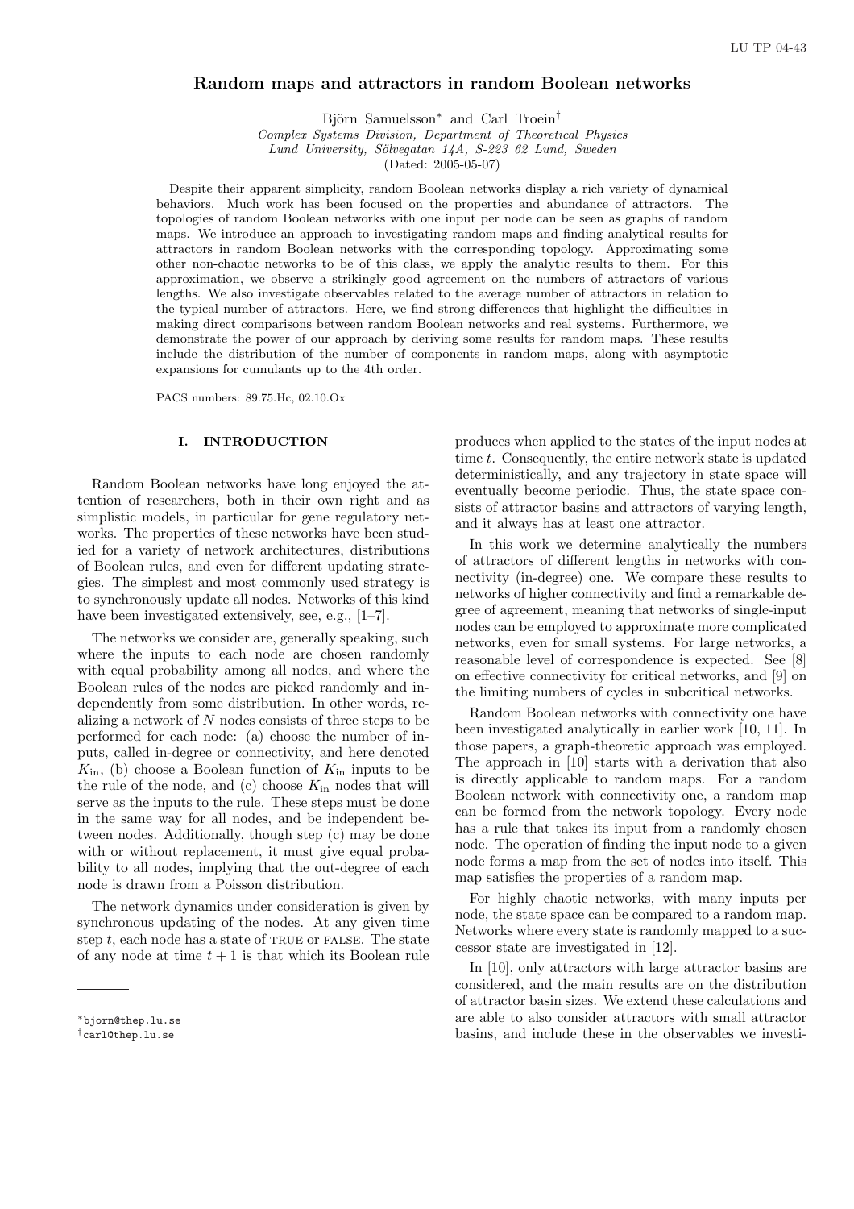# Random maps and attractors in random Boolean networks

Björn Samuelsson[∗] and Carl Troein[†]

*Complex Systems Division, Department of Theoretical Physics*
*Lund University, Sölvegatan 14A, S-223 62 Lund, Sweden*
(Dated: 2005-05-07)

Despite their apparent simplicity, random Boolean networks display a rich variety of dynamical behaviors. Much work has been focused on the properties and abundance of attractors. The topologies of random Boolean networks with one input per node can be seen as graphs of random maps. We introduce an approach to investigating random maps and finding analytical results for attractors in random Boolean networks with the corresponding topology. Approximating some other non-chaotic networks to be of this class, we apply the analytic results to them. For this approximation, we observe a strikingly good agreement on the numbers of attractors of various lengths. We also investigate observables related to the average number of attractors in relation to the typical number of attractors. Here, we find strong differences that highlight the difficulties in making direct comparisons between random Boolean networks and real systems. Furthermore, we demonstrate the power of our approach by deriving some results for random maps. These results include the distribution of the number of components in random maps, along with asymptotic expansions for cumulants up to the 4th order.

PACS numbers: 89.75.Hc, 02.10.Ox

## I. INTRODUCTION

Random Boolean networks have long enjoyed the attention of researchers, both in their own right and as simplistic models, in particular for gene regulatory networks. The properties of these networks have been studied for a variety of network architectures, distributions of Boolean rules, and even for different updating strategies. The simplest and most commonly used strategy is to synchronously update all nodes. Networks of this kind have been investigated extensively, see, e.g., [1–7].

The networks we consider are, generally speaking, such where the inputs to each node are chosen randomly with equal probability among all nodes, and where the Boolean rules of the nodes are picked randomly and independently from some distribution. In other words, realizing a network of $N$ nodes consists of three steps to be performed for each node: (a) choose the number of inputs, called in-degree or connectivity, and here denoted $K_{\text{in}}$, (b) choose a Boolean function of $K_{\text{in}}$ inputs to be the rule of the node, and (c) choose $K_{\text{in}}$ nodes that will serve as the inputs to the rule. These steps must be done in the same way for all nodes, and be independent between nodes. Additionally, though step (c) may be done with or without replacement, it must give equal probability to all nodes, implying that the out-degree of each node is drawn from a Poisson distribution.

The network dynamics under consideration is given by synchronous updating of the nodes. At any given time step $t$, each node has a state of TRUE or FALSE. The state of any node at time $t+1$ is that which its Boolean rule produces when applied to the states of the input nodes at time $t$. Consequently, the entire network state is updated deterministically, and any trajectory in state space will eventually become periodic. Thus, the state space consists of attractor basins and attractors of varying length, and it always has at least one attractor.

In this work we determine analytically the numbers of attractors of different lengths in networks with connectivity (in-degree) one. We compare these results to networks of higher connectivity and find a remarkable degree of agreement, meaning that networks of single-input nodes can be employed to approximate more complicated networks, even for small systems. For large networks, a reasonable level of correspondence is expected. See [8] on effective connectivity for critical networks, and [9] on the limiting numbers of cycles in subcritical networks.

Random Boolean networks with connectivity one have been investigated analytically in earlier work [10, 11]. In those papers, a graph-theoretic approach was employed. The approach in [10] starts with a derivation that also is directly applicable to random maps. For a random Boolean network with connectivity one, a random map can be formed from the network topology. Every node has a rule that takes its input from a randomly chosen node. The operation of finding the input node to a given node forms a map from the set of nodes into itself. This map satisfies the properties of a random map.

For highly chaotic networks, with many inputs per node, the state space can be compared to a random map. Networks where every state is randomly mapped to a successor state are investigated in [12].

In [10], only attractors with large attractor basins are considered, and the main results are on the distribution of attractor basin sizes. We extend these calculations and are able to also consider attractors with small attractor basins, and include these in the observables we investi-

[∗]bjorn@thep.lu.se
[†]carl@thep.lu.se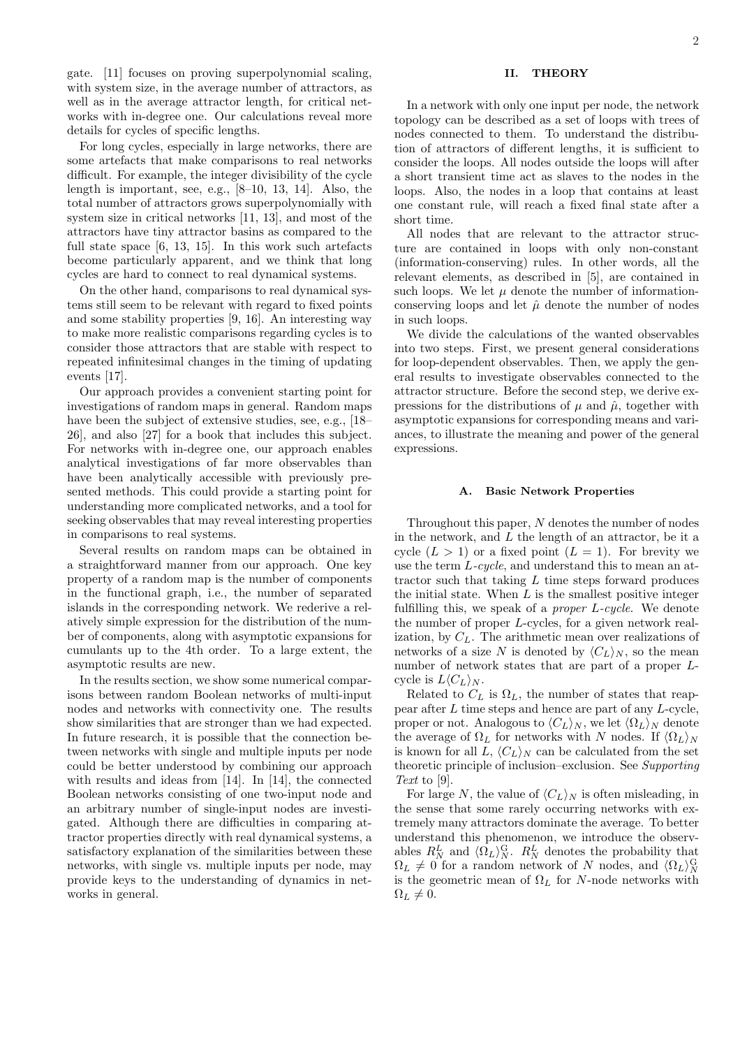gate. [11] focuses on proving superpolynomial scaling, with system size, in the average number of attractors, as well as in the average attractor length, for critical networks with in-degree one. Our calculations reveal more details for cycles of specific lengths.

For long cycles, especially in large networks, there are some artefacts that make comparisons to real networks difficult. For example, the integer divisibility of the cycle length is important, see, e.g., [8–10, 13, 14]. Also, the total number of attractors grows superpolynomially with system size in critical networks [11, 13], and most of the attractors have tiny attractor basins as compared to the full state space [6, 13, 15]. In this work such artefacts become particularly apparent, and we think that long cycles are hard to connect to real dynamical systems.

On the other hand, comparisons to real dynamical systems still seem to be relevant with regard to fixed points and some stability properties [9, 16]. An interesting way to make more realistic comparisons regarding cycles is to consider those attractors that are stable with respect to repeated infinitesimal changes in the timing of updating events [17].

Our approach provides a convenient starting point for investigations of random maps in general. Random maps have been the subject of extensive studies, see, e.g., [18–26], and also [27] for a book that includes this subject. For networks with in-degree one, our approach enables analytical investigations of far more observables than have been analytically accessible with previously presented methods. This could provide a starting point for understanding more complicated networks, and a tool for seeking observables that may reveal interesting properties in comparisons to real systems.

Several results on random maps can be obtained in a straightforward manner from our approach. One key property of a random map is the number of components in the functional graph, i.e., the number of separated islands in the corresponding network. We rederive a relatively simple expression for the distribution of the number of components, along with asymptotic expansions for cumulants up to the 4th order. To a large extent, the asymptotic results are new.

In the results section, we show some numerical comparisons between random Boolean networks of multi-input nodes and networks with connectivity one. The results show similarities that are stronger than we had expected. In future research, it is possible that the connection between networks with single and multiple inputs per node could be better understood by combining our approach with results and ideas from [14]. In [14], the connected Boolean networks consisting of one two-input node and an arbitrary number of single-input nodes are investigated. Although there are difficulties in comparing attractor properties directly with real dynamical systems, a satisfactory explanation of the similarities between these networks, with single vs. multiple inputs per node, may provide keys to the understanding of dynamics in networks in general.

## II. THEORY

In a network with only one input per node, the network topology can be described as a set of loops with trees of nodes connected to them. To understand the distribution of attractors of different lengths, it is sufficient to consider the loops. All nodes outside the loops will after a short transient time act as slaves to the nodes in the loops. Also, the nodes in a loop that contains at least one constant rule, will reach a fixed final state after a short time.

All nodes that are relevant to the attractor structure are contained in loops with only non-constant (information-conserving) rules. In other words, all the relevant elements, as described in [5], are contained in such loops. We let $\mu$ denote the number of information-conserving loops and let $\hat{\mu}$ denote the number of nodes in such loops.

We divide the calculations of the wanted observables into two steps. First, we present general considerations for loop-dependent observables. Then, we apply the general results to investigate observables connected to the attractor structure. Before the second step, we derive expressions for the distributions of $\mu$ and $\hat{\mu}$, together with asymptotic expansions for corresponding means and variances, to illustrate the meaning and power of the general expressions.

### A. Basic Network Properties

Throughout this paper, $N$ denotes the number of nodes in the network, and $L$ the length of an attractor, be it a cycle ($L > 1$) or a fixed point ($L = 1$). For brevity we use the term *L-cycle*, and understand this to mean an attractor such that taking $L$ time steps forward produces the initial state. When $L$ is the smallest positive integer fulfilling this, we speak of a *proper L-cycle*. We denote the number of proper $L$-cycles, for a given network realization, by $C_L$. The arithmetic mean over realizations of networks of a size $N$ is denoted by $\langle C_L\rangle_N$, so the mean number of network states that are part of a proper $L$-cycle is $L\langle C_L\rangle_N$.

Related to $C_L$ is $\Omega_L$, the number of states that reappear after $L$ time steps and hence are part of any $L$-cycle, proper or not. Analogous to $\langle C_L\rangle_N$, we let $\langle\Omega_L\rangle_N$ denote the average of $\Omega_L$ for networks with $N$ nodes. If $\langle\Omega_L\rangle_N$ is known for all $L$, $\langle C_L\rangle_N$ can be calculated from the set theoretic principle of inclusion–exclusion. See *Supporting Text* to [9].

For large $N$, the value of $\langle C_L\rangle_N$ is often misleading, in the sense that some rarely occurring networks with extremely many attractors dominate the average. To better understand this phenomenon, we introduce the observables $R_N^L$ and $\langle\Omega_L\rangle_N^{\mathrm{G}}$. $R_N^L$ denotes the probability that $\Omega_L \neq 0$ for a random network of $N$ nodes, and $\langle\Omega_L\rangle_N^{\mathrm{G}}$ is the geometric mean of $\Omega_L$ for $N$-node networks with $\Omega_L \neq 0$.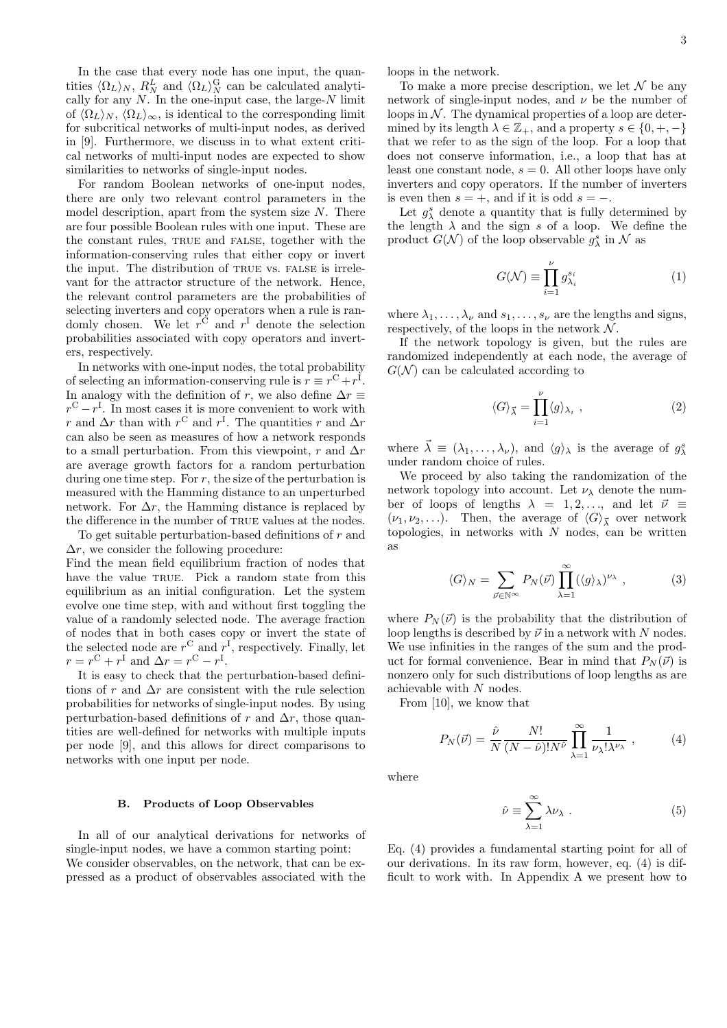In the case that every node has one input, the quantities $\langle \Omega_L \rangle_N$, $R_N^L$ and $\langle \Omega_L \rangle_N^{\mathrm{G}}$ can be calculated analytically for any $N$. In the one-input case, the large-$N$ limit of $\langle \Omega_L \rangle_N$, $\langle \Omega_L \rangle_\infty$, is identical to the corresponding limit for subcritical networks of multi-input nodes, as derived in [9]. Furthermore, we discuss in to what extent critical networks of multi-input nodes are expected to show similarities to networks of single-input nodes.

For random Boolean networks of one-input nodes, there are only two relevant control parameters in the model description, apart from the system size $N$. There are four possible Boolean rules with one input. These are the constant rules, TRUE and FALSE, together with the information-conserving rules that either copy or invert the input. The distribution of TRUE vs. FALSE is irrelevant for the attractor structure of the network. Hence, the relevant control parameters are the probabilities of selecting inverters and copy operators when a rule is randomly chosen. We let $r^{\mathrm{C}}$ and $r^{\mathrm{I}}$ denote the selection probabilities associated with copy operators and inverters, respectively.

In networks with one-input nodes, the total probability of selecting an information-conserving rule is $r \equiv r^{\mathrm{C}} + r^{\mathrm{I}}$. In analogy with the definition of $r$, we also define $\Delta r \equiv r^{\mathrm{C}} - r^{\mathrm{I}}$. In most cases it is more convenient to work with $r$ and $\Delta r$ than with $r^{\mathrm{C}}$ and $r^{\mathrm{I}}$. The quantities $r$ and $\Delta r$ can also be seen as measures of how a network responds to a small perturbation. From this viewpoint, $r$ and $\Delta r$ are average growth factors for a random perturbation during one time step. For $r$, the size of the perturbation is measured with the Hamming distance to an unperturbed network. For $\Delta r$, the Hamming distance is replaced by the difference in the number of TRUE values at the nodes.

To get suitable perturbation-based definitions of $r$ and $\Delta r$, we consider the following procedure:
Find the mean field equilibrium fraction of nodes that have the value TRUE. Pick a random state from this equilibrium as an initial configuration. Let the system evolve one time step, with and without first toggling the value of a randomly selected node. The average fraction of nodes that in both cases copy or invert the state of the selected node are $r^{\mathrm{C}}$ and $r^{\mathrm{I}}$, respectively. Finally, let $r = r^{\mathrm{C}} + r^{\mathrm{I}}$ and $\Delta r = r^{\mathrm{C}} - r^{\mathrm{I}}$.

It is easy to check that the perturbation-based definitions of $r$ and $\Delta r$ are consistent with the rule selection probabilities for networks of single-input nodes. By using perturbation-based definitions of $r$ and $\Delta r$, those quantities are well-defined for networks with multiple inputs per node [9], and this allows for direct comparisons to networks with one input per node.

### B. Products of Loop Observables

In all of our analytical derivations for networks of single-input nodes, we have a common starting point:
We consider observables, on the network, that can be expressed as a product of observables associated with the loops in the network.

To make a more precise description, we let $\mathcal{N}$ be any network of single-input nodes, and $\nu$ be the number of loops in $\mathcal{N}$. The dynamical properties of a loop are determined by its length $\lambda \in \mathbb{Z}_+$, and a property $s \in \{0, +, -\}$ that we refer to as the sign of the loop. For a loop that does not conserve information, i.e., a loop that has at least one constant node, $s = 0$. All other loops have only inverters and copy operators. If the number of inverters is even then $s = +$, and if it is odd $s = -$.

Let $g_\lambda^s$ denote a quantity that is fully determined by the length $\lambda$ and the sign $s$ of a loop. We define the product $G(\mathcal{N})$ of the loop observable $g_\lambda^s$ in $\mathcal{N}$ as

$$G(\mathcal{N}) \equiv \prod_{i=1}^{\nu} g_{\lambda_i}^{s_i} \tag{1}$$

where $\lambda_1, \ldots, \lambda_\nu$ and $s_1, \ldots, s_\nu$ are the lengths and signs, respectively, of the loops in the network $\mathcal{N}$.

If the network topology is given, but the rules are randomized independently at each node, the average of $G(\mathcal{N})$ can be calculated according to

$$\langle G \rangle_{\vec{\lambda}} = \prod_{i=1}^{\nu} \langle g \rangle_{\lambda_i} \ , \tag{2}$$

where $\vec{\lambda} \equiv (\lambda_1, \ldots, \lambda_\nu)$, and $\langle g \rangle_\lambda$ is the average of $g_\lambda^s$ under random choice of rules.

We proceed by also taking the randomization of the network topology into account. Let $\nu_\lambda$ denote the number of loops of lengths $\lambda = 1, 2, \ldots$, and let $\vec{\nu} \equiv (\nu_1, \nu_2, \ldots)$. Then, the average of $\langle G \rangle_{\vec{\lambda}}$ over network topologies, in networks with $N$ nodes, can be written as

$$\langle G \rangle_N = \sum_{\vec{\nu} \in \mathbb{N}^\infty} P_N(\vec{\nu}) \prod_{\lambda=1}^{\infty} \left( \langle g \rangle_\lambda \right)^{\nu_\lambda} \ , \tag{3}$$

where $P_N(\vec{\nu})$ is the probability that the distribution of loop lengths is described by $\vec{\nu}$ in a network with $N$ nodes. We use infinities in the ranges of the sum and the product for formal convenience. Bear in mind that $P_N(\vec{\nu})$ is nonzero only for such distributions of loop lengths as are achievable with $N$ nodes.

From [10], we know that

$$P_N(\vec{\nu}) = \frac{\hat{\nu}}{N} \frac{N!}{(N - \hat{\nu})! N^{\hat{\nu}}} \prod_{\lambda=1}^{\infty} \frac{1}{\nu_\lambda! \lambda^{\nu_\lambda}} \ , \tag{4}$$

where

$$\hat{\nu} \equiv \sum_{\lambda=1}^{\infty} \lambda \nu_\lambda \ . \tag{5}$$

Eq. (4) provides a fundamental starting point for all of our derivations. In its raw form, however, eq. (4) is difficult to work with. In Appendix A we present how to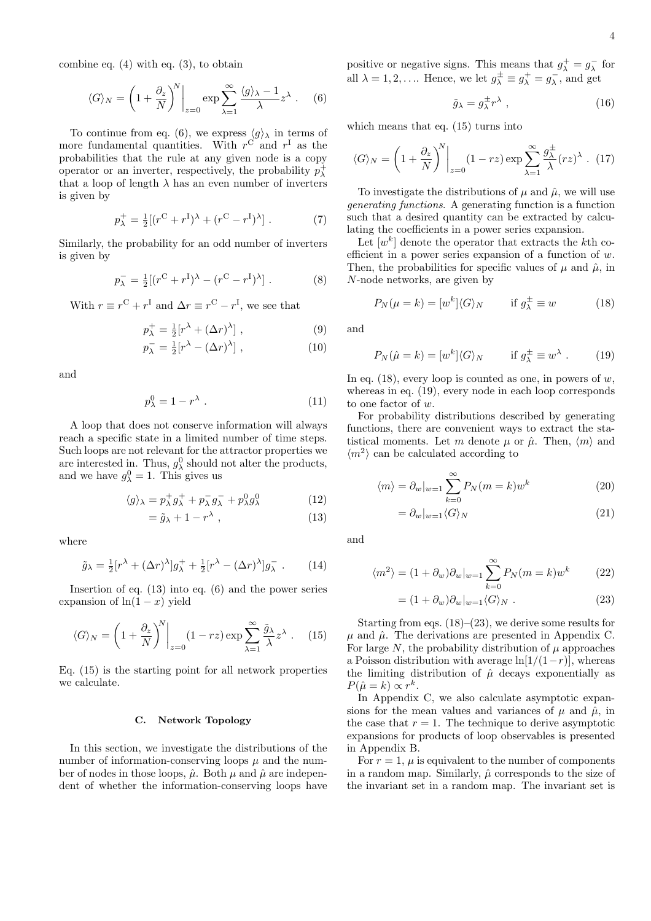combine eq. (4) with eq. (3), to obtain

$$\langle G\rangle_N = \left(1+\frac{\partial_z}{N}\right)^N\bigg|_{z=0} \exp\sum_{\lambda=1}^{\infty}\frac{\langle g\rangle_\lambda - 1}{\lambda}z^\lambda \ . \quad (6)$$

To continue from eq. (6), we express $\langle g\rangle_\lambda$ in terms of more fundamental quantities. With $r^{\mathrm{C}}$ and $r^{\mathrm{I}}$ as the probabilities that the rule at any given node is a copy operator or an inverter, respectively, the probability $p_\lambda^+$ that a loop of length $\lambda$ has an even number of inverters is given by

$$p_\lambda^+ = \tfrac{1}{2}[(r^{\mathrm{C}}+r^{\mathrm{I}})^\lambda + (r^{\mathrm{C}}-r^{\mathrm{I}})^\lambda] \ . \quad (7)$$

Similarly, the probability for an odd number of inverters is given by

$$p_\lambda^- = \tfrac{1}{2}[(r^{\mathrm{C}}+r^{\mathrm{I}})^\lambda - (r^{\mathrm{C}}-r^{\mathrm{I}})^\lambda] \ . \quad (8)$$

With $r \equiv r^{\mathrm{C}}+r^{\mathrm{I}}$ and $\Delta r \equiv r^{\mathrm{C}}-r^{\mathrm{I}}$, we see that

$$p_\lambda^+ = \tfrac{1}{2}[r^\lambda + (\Delta r)^\lambda] \ , \quad (9)$$

$$p_\lambda^- = \tfrac{1}{2}[r^\lambda - (\Delta r)^\lambda] \ , \quad (10)$$

and

$$p_\lambda^0 = 1 - r^\lambda \ . \quad (11)$$

A loop that does not conserve information will always reach a specific state in a limited number of time steps. Such loops are not relevant for the attractor properties we are interested in. Thus, $g_\lambda^0$ should not alter the products, and we have $g_\lambda^0 = 1$. This gives us

$$\langle g\rangle_\lambda = p_\lambda^+ g_\lambda^+ + p_\lambda^- g_\lambda^- + p_\lambda^0 g_\lambda^0 \quad (12)$$

$$= \tilde{g}_\lambda + 1 - r^\lambda \ , \quad (13)$$

where

$$\tilde{g}_\lambda = \tfrac{1}{2}[r^\lambda + (\Delta r)^\lambda]g_\lambda^+ + \tfrac{1}{2}[r^\lambda - (\Delta r)^\lambda]g_\lambda^- \ . \quad (14)$$

Insertion of eq. (13) into eq. (6) and the power series expansion of $\ln(1-x)$ yield

$$\langle G\rangle_N = \left(1+\frac{\partial_z}{N}\right)^N\bigg|_{z=0}(1-rz)\exp\sum_{\lambda=1}^{\infty}\frac{\tilde{g}_\lambda}{\lambda}z^\lambda \ . \quad (15)$$

Eq. (15) is the starting point for all network properties we calculate.

### C. Network Topology

In this section, we investigate the distributions of the number of information-conserving loops $\mu$ and the number of nodes in those loops, $\hat{\mu}$. Both $\mu$ and $\hat{\mu}$ are independent of whether the information-conserving loops have positive or negative signs. This means that $g_\lambda^+ = g_\lambda^-$ for all $\lambda = 1, 2, \ldots$. Hence, we let $g_\lambda^\pm \equiv g_\lambda^+ = g_\lambda^-$, and get

$$\tilde{g}_\lambda = g_\lambda^\pm r^\lambda \ , \quad (16)$$

which means that eq. (15) turns into

$$\langle G\rangle_N = \left(1+\frac{\partial_z}{N}\right)^N\bigg|_{z=0}(1-rz)\exp\sum_{\lambda=1}^{\infty}\frac{g_\lambda^\pm}{\lambda}(rz)^\lambda \ . \quad (17)$$

To investigate the distributions of $\mu$ and $\hat{\mu}$, we will use *generating functions*. A generating function is a function such that a desired quantity can be extracted by calculating the coefficients in a power series expansion.

Let $[w^k]$ denote the operator that extracts the $k$th coefficient in a power series expansion of a function of $w$. Then, the probabilities for specific values of $\mu$ and $\hat{\mu}$, in $N$-node networks, are given by

$$P_N(\mu = k) = [w^k]\langle G\rangle_N \qquad \text{if } g_\lambda^\pm \equiv w \quad (18)$$

and

$$P_N(\hat{\mu} = k) = [w^k]\langle G\rangle_N \qquad \text{if } g_\lambda^\pm \equiv w^\lambda \ . \quad (19)$$

In eq. (18), every loop is counted as one, in powers of $w$, whereas in eq. (19), every node in each loop corresponds to one factor of $w$.

For probability distributions described by generating functions, there are convenient ways to extract the statistical moments. Let $m$ denote $\mu$ or $\hat{\mu}$. Then, $\langle m\rangle$ and $\langle m^2\rangle$ can be calculated according to

$$\langle m\rangle = \partial_w|_{w=1}\sum_{k=0}^{\infty}P_N(m=k)w^k \quad (20)$$

$$= \partial_w|_{w=1}\langle G\rangle_N \quad (21)$$

and

$$\langle m^2\rangle = (1+\partial_w)\partial_w|_{w=1}\sum_{k=0}^{\infty}P_N(m=k)w^k \quad (22)$$

$$= (1+\partial_w)\partial_w|_{w=1}\langle G\rangle_N \ . \quad (23)$$

Starting from eqs. (18)–(23), we derive some results for $\mu$ and $\hat{\mu}$. The derivations are presented in Appendix C. For large $N$, the probability distribution of $\mu$ approaches a Poisson distribution with average $\ln[1/(1-r)]$, whereas the limiting distribution of $\hat{\mu}$ decays exponentially as $P(\hat{\mu} = k) \propto r^k$.

In Appendix C, we also calculate asymptotic expansions for the mean values and variances of $\mu$ and $\hat{\mu}$, in the case that $r = 1$. The technique to derive asymptotic expansions for products of loop observables is presented in Appendix B.

For $r = 1$, $\mu$ is equivalent to the number of components in a random map. Similarly, $\hat{\mu}$ corresponds to the size of the invariant set in a random map. The invariant set is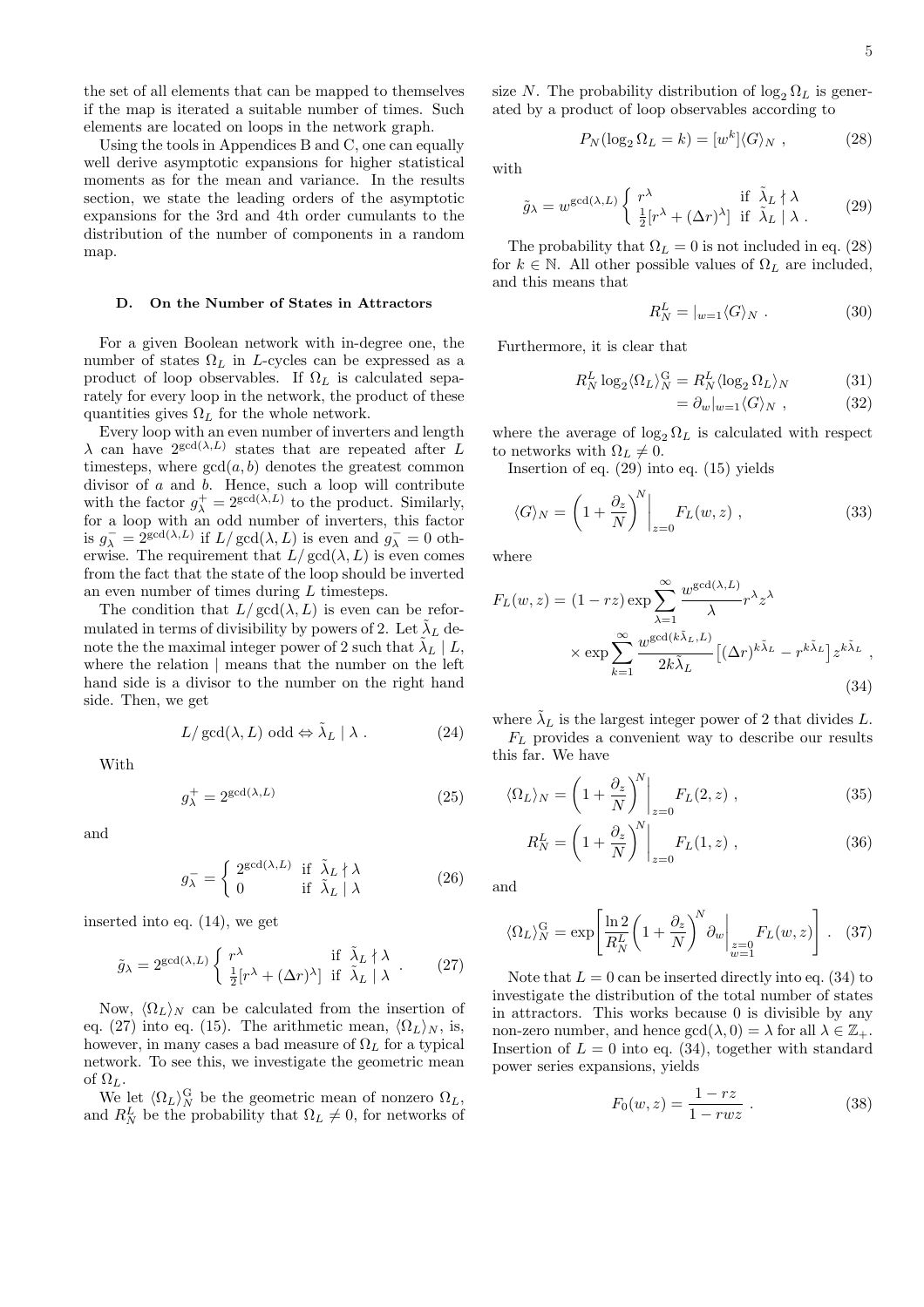the set of all elements that can be mapped to themselves if the map is iterated a suitable number of times. Such elements are located on loops in the network graph.

Using the tools in Appendices B and C, one can equally well derive asymptotic expansions for higher statistical moments as for the mean and variance. In the results section, we state the leading orders of the asymptotic expansions for the 3rd and 4th order cumulants to the distribution of the number of components in a random map.

### D. On the Number of States in Attractors

For a given Boolean network with in-degree one, the number of states $\Omega_L$ in $L$-cycles can be expressed as a product of loop observables. If $\Omega_L$ is calculated separately for every loop in the network, the product of these quantities gives $\Omega_L$ for the whole network.

Every loop with an even number of inverters and length $\lambda$ can have $2^{\gcd(\lambda,L)}$ states that are repeated after $L$ timesteps, where $\gcd(a,b)$ denotes the greatest common divisor of $a$ and $b$. Hence, such a loop will contribute with the factor $g^+_\lambda = 2^{\gcd(\lambda,L)}$ to the product. Similarly, for a loop with an odd number of inverters, this factor is $g^-_\lambda = 2^{\gcd(\lambda,L)}$ if $L/\gcd(\lambda,L)$ is even and $g^-_\lambda = 0$ otherwise. The requirement that $L/\gcd(\lambda,L)$ is even comes from the fact that the state of the loop should be inverted an even number of times during $L$ timesteps.

The condition that $L/\gcd(\lambda,L)$ is even can be reformulated in terms of divisibility by powers of 2. Let $\tilde{\lambda}_L$ denote the the maximal integer power of 2 such that $\tilde{\lambda}_L \mid L$, where the relation $\mid$ means that the number on the left hand side is a divisor to the number on the right hand side. Then, we get

$$L/\gcd(\lambda,L)\text{ odd} \Leftrightarrow \tilde{\lambda}_L \mid \lambda\ . \tag{24}$$

With

$$g^+_\lambda = 2^{\gcd(\lambda,L)} \tag{25}$$

and

$$g^-_\lambda = \begin{cases} 2^{\gcd(\lambda,L)} & \text{if } \tilde{\lambda}_L \nmid \lambda \\ 0 & \text{if } \tilde{\lambda}_L \mid \lambda \end{cases} \tag{26}$$

inserted into eq. (14), we get

$$\tilde{g}_\lambda = 2^{\gcd(\lambda,L)} \begin{cases} r^\lambda & \text{if } \tilde{\lambda}_L \nmid \lambda \\ \frac{1}{2}[r^\lambda + (\Delta r)^\lambda] & \text{if } \tilde{\lambda}_L \mid \lambda \end{cases} . \tag{27}$$

Now, $\langle \Omega_L \rangle_N$ can be calculated from the insertion of eq. (27) into eq. (15). The arithmetic mean, $\langle \Omega_L \rangle_N$, is, however, in many cases a bad measure of $\Omega_L$ for a typical network. To see this, we investigate the geometric mean of $\Omega_L$.

We let $\langle \Omega_L \rangle^{\mathrm{G}}_N$ be the geometric mean of nonzero $\Omega_L$, and $R^L_N$ be the probability that $\Omega_L \neq 0$, for networks of size $N$. The probability distribution of $\log_2 \Omega_L$ is generated by a product of loop observables according to

$$P_N(\log_2 \Omega_L = k) = [w^k]\langle G \rangle_N\ , \tag{28}$$

with

$$\tilde{g}_\lambda = w^{\gcd(\lambda,L)} \begin{cases} r^\lambda & \text{if } \tilde{\lambda}_L \nmid \lambda \\ \frac{1}{2}[r^\lambda + (\Delta r)^\lambda] & \text{if } \tilde{\lambda}_L \mid \lambda\ . \end{cases} \tag{29}$$

The probability that $\Omega_L = 0$ is not included in eq. (28) for $k \in \mathbb{N}$. All other possible values of $\Omega_L$ are included, and this means that

$$R^L_N = |_{w=1}\langle G \rangle_N\ . \tag{30}$$

Furthermore, it is clear that

$$\begin{aligned} R^L_N \log_2 \langle \Omega_L \rangle^{\mathrm{G}}_N &= R^L_N \langle \log_2 \Omega_L \rangle_N & (31)\\ &= \partial_w|_{w=1}\langle G \rangle_N\ , & (32) \end{aligned}$$

where the average of $\log_2 \Omega_L$ is calculated with respect to networks with $\Omega_L \neq 0$.

Insertion of eq. (29) into eq. (15) yields

$$\langle G \rangle_N = \left(1 + \frac{\partial_z}{N}\right)^N \Big|_{z=0} F_L(w,z)\ , \tag{33}$$

where

$$\begin{aligned} F_L(w,z) = (1-rz)\exp\sum_{\lambda=1}^{\infty} \frac{w^{\gcd(\lambda,L)}}{\lambda} r^\lambda z^\lambda \\ \times \exp\sum_{k=1}^{\infty} \frac{w^{\gcd(k\tilde{\lambda}_L,L)}}{2k\tilde{\lambda}_L}\left[(\Delta r)^{k\tilde{\lambda}_L} - r^{k\tilde{\lambda}_L}\right] z^{k\tilde{\lambda}_L}\ , \end{aligned} \tag{34}$$

where $\tilde{\lambda}_L$ is the largest integer power of 2 that divides $L$.

$F_L$ provides a convenient way to describe our results this far. We have

$$\langle \Omega_L \rangle_N = \left(1 + \frac{\partial_z}{N}\right)^N \Big|_{z=0} F_L(2,z)\ , \tag{35}$$

$$R^L_N = \left(1 + \frac{\partial_z}{N}\right)^N \Big|_{z=0} F_L(1,z)\ , \tag{36}$$

and

$$\langle \Omega_L \rangle^{\mathrm{G}}_N = \exp\left[\frac{\ln 2}{R^L_N}\left(1 + \frac{\partial_z}{N}\right)^N \partial_w \Big|_{\substack{z=0\\w=1}} F_L(w,z)\right]\ . \tag{37}$$

Note that $L = 0$ can be inserted directly into eq. (34) to investigate the distribution of the total number of states in attractors. This works because 0 is divisible by any non-zero number, and hence $\gcd(\lambda, 0) = \lambda$ for all $\lambda \in \mathbb{Z}_+$. Insertion of $L = 0$ into eq. (34), together with standard power series expansions, yields

$$F_0(w,z) = \frac{1-rz}{1-rwz}\ . \tag{38}$$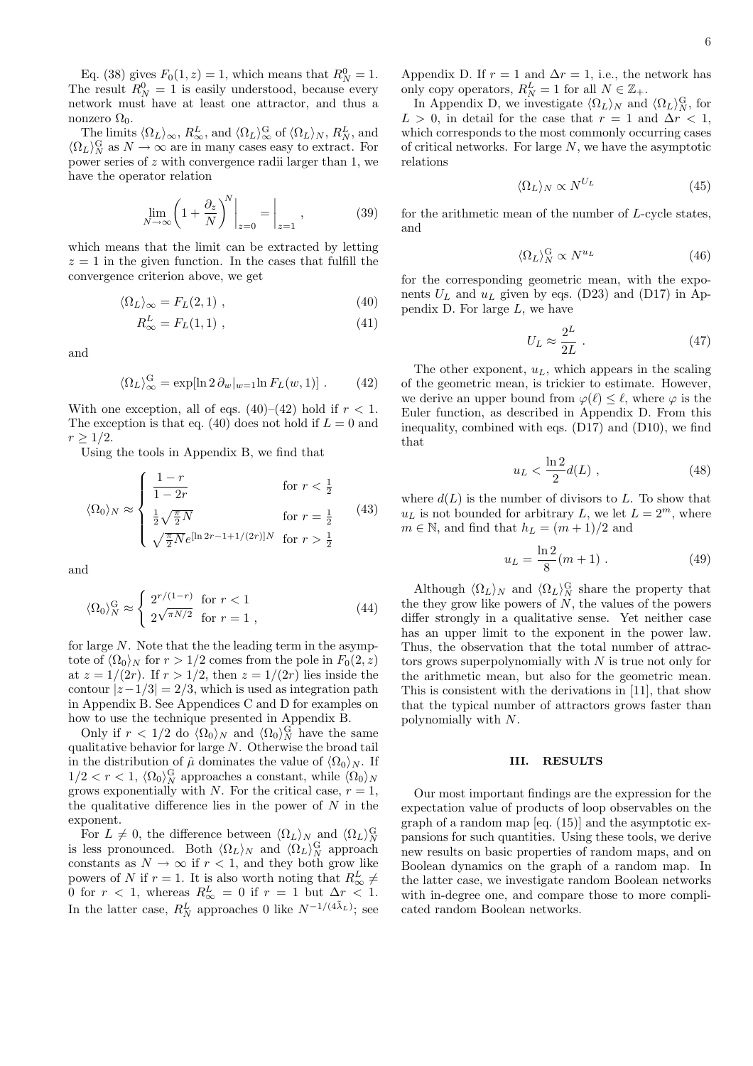Eq. (38) gives $F_0(1, z) = 1$, which means that $R_N^0 = 1$. The result $R_N^0 = 1$ is easily understood, because every network must have at least one attractor, and thus a nonzero $\Omega_0$.

The limits $\langle \Omega_L \rangle_\infty$, $R_\infty^L$, and $\langle \Omega_L \rangle_\infty^{\rm G}$ of $\langle \Omega_L \rangle_N$, $R_N^L$, and $\langle \Omega_L \rangle_N^{\rm G}$ as $N \to \infty$ are in many cases easy to extract. For power series of $z$ with convergence radii larger than 1, we have the operator relation

$$\lim_{N\to\infty} \left(1 + \frac{\partial_z}{N}\right)^N \Bigg|_{z=0} = \Bigg|_{z=1} , \tag{39}$$

which means that the limit can be extracted by letting $z = 1$ in the given function. In the cases that fulfill the convergence criterion above, we get

$$\langle \Omega_L \rangle_\infty = F_L(2, 1) , \tag{40}$$

$$R_\infty^L = F_L(1, 1) , \tag{41}$$

and

$$\langle \Omega_L \rangle_\infty^{\rm G} = \exp[\ln 2\, \partial_w|_{w=1} \ln F_L(w, 1)] . \tag{42}$$

With one exception, all of eqs. (40)–(42) hold if $r < 1$. The exception is that eq. (40) does not hold if $L = 0$ and $r \geq 1/2$.

Using the tools in Appendix B, we find that

$$\langle \Omega_0 \rangle_N \approx \begin{cases} \dfrac{1-r}{1-2r} & \text{for } r < \frac{1}{2} \\ \frac{1}{2}\sqrt{\frac{\pi}{2}N} & \text{for } r = \frac{1}{2} \\ \sqrt{\frac{\pi}{2}N} e^{[\ln 2r - 1 + 1/(2r)]N} & \text{for } r > \frac{1}{2} \end{cases} \tag{43}$$

and

$$\langle \Omega_0 \rangle_N^{\rm G} \approx \begin{cases} 2^{r/(1-r)} & \text{for } r < 1 \\ 2^{\sqrt{\pi N/2}} & \text{for } r = 1 , \end{cases} \tag{44}$$

for large $N$. Note that the the leading term in the asymptote of $\langle \Omega_0 \rangle_N$ for $r > 1/2$ comes from the pole in $F_0(2, z)$ at $z = 1/(2r)$. If $r > 1/2$, then $z = 1/(2r)$ lies inside the contour $|z - 1/3| = 2/3$, which is used as integration path in Appendix B. See Appendices C and D for examples on how to use the technique presented in Appendix B.

Only if $r < 1/2$ do $\langle \Omega_0 \rangle_N$ and $\langle \Omega_0 \rangle_N^{\rm G}$ have the same qualitative behavior for large $N$. Otherwise the broad tail in the distribution of $\hat{\mu}$ dominates the value of $\langle \Omega_0 \rangle_N$. If $1/2 < r < 1$, $\langle \Omega_0 \rangle_N^{\rm G}$ approaches a constant, while $\langle \Omega_0 \rangle_N$ grows exponentially with $N$. For the critical case, $r = 1$, the qualitative difference lies in the power of $N$ in the exponent.

For $L \neq 0$, the difference between $\langle \Omega_L \rangle_N$ and $\langle \Omega_L \rangle_N^{\rm G}$ is less pronounced. Both $\langle \Omega_L \rangle_N$ and $\langle \Omega_L \rangle_N^{\rm G}$ approach constants as $N \to \infty$ if $r < 1$, and they both grow like powers of $N$ if $r = 1$. It is also worth noting that $R_\infty^L \neq 0$ for $r < 1$, whereas $R_\infty^L = 0$ if $r = 1$ but $\Delta r < 1$. In the latter case, $R_N^L$ approaches 0 like $N^{-1/(4\tilde{\lambda}_L)}$; see Appendix D. If $r = 1$ and $\Delta r = 1$, i.e., the network has only copy operators, $R_N^L = 1$ for all $N \in \mathbb{Z}_+$.

In Appendix D, we investigate $\langle \Omega_L \rangle_N$ and $\langle \Omega_L \rangle_N^{\rm G}$, for $L > 0$, in detail for the case that $r = 1$ and $\Delta r < 1$, which corresponds to the most commonly occurring cases of critical networks. For large $N$, we have the asymptotic relations

$$\langle \Omega_L \rangle_N \propto N^{U_L} \tag{45}$$

for the arithmetic mean of the number of $L$-cycle states, and

$$\langle \Omega_L \rangle_N^{\rm G} \propto N^{u_L} \tag{46}$$

for the corresponding geometric mean, with the exponents $U_L$ and $u_L$ given by eqs. (D23) and (D17) in Appendix D. For large $L$, we have

$$U_L \approx \frac{2^L}{2L} . \tag{47}$$

The other exponent, $u_L$, which appears in the scaling of the geometric mean, is trickier to estimate. However, we derive an upper bound from $\varphi(\ell) \leq \ell$, where $\varphi$ is the Euler function, as described in Appendix D. From this inequality, combined with eqs. (D17) and (D10), we find that

$$u_L < \frac{\ln 2}{2} d(L) , \tag{48}$$

where $d(L)$ is the number of divisors to $L$. To show that $u_L$ is not bounded for arbitrary $L$, we let $L = 2^m$, where $m \in \mathbb{N}$, and find that $h_L = (m+1)/2$ and

$$u_L = \frac{\ln 2}{8}(m + 1) . \tag{49}$$

Although $\langle \Omega_L \rangle_N$ and $\langle \Omega_L \rangle_N^{\rm G}$ share the property that the they grow like powers of $N$, the values of the powers differ strongly in a qualitative sense. Yet neither case has an upper limit to the exponent in the power law. Thus, the observation that the total number of attractors grows superpolynomially with $N$ is true not only for the arithmetic mean, but also for the geometric mean. This is consistent with the derivations in [11], that show that the typical number of attractors grows faster than polynomially with $N$.

## III. RESULTS

Our most important findings are the expression for the expectation value of products of loop observables on the graph of a random map [eq. (15)] and the asymptotic expansions for such quantities. Using these tools, we derive new results on basic properties of random maps, and on Boolean dynamics on the graph of a random map. In the latter case, we investigate random Boolean networks with in-degree one, and compare those to more complicated random Boolean networks.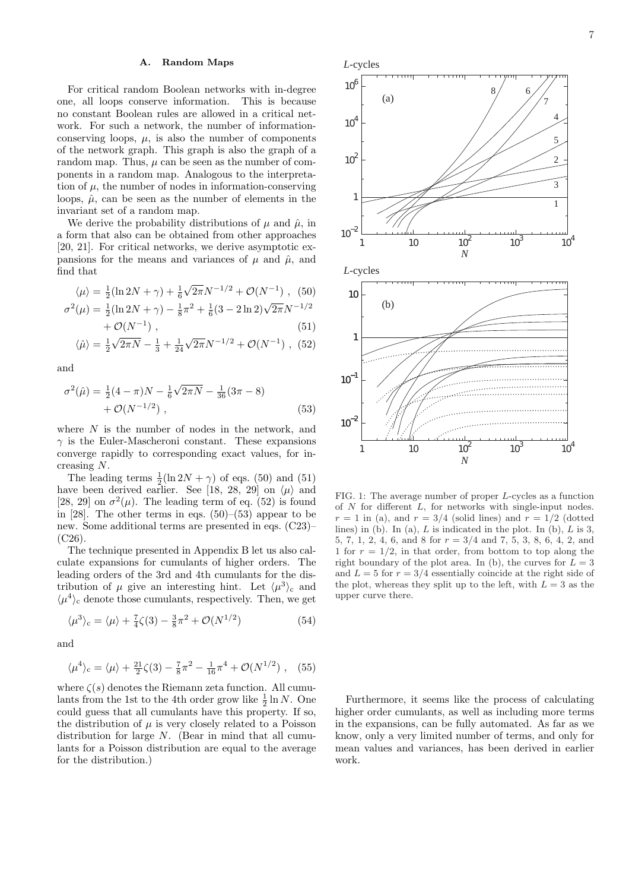### A. Random Maps

For critical random Boolean networks with in-degree one, all loops conserve information. This is because no constant Boolean rules are allowed in a critical network. For such a network, the number of information-conserving loops, $\mu$, is also the number of components of the network graph. This graph is also the graph of a random map. Thus, $\mu$ can be seen as the number of components in a random map. Analogous to the interpretation of $\mu$, the number of nodes in information-conserving loops, $\hat{\mu}$, can be seen as the number of elements in the invariant set of a random map.

We derive the probability distributions of $\mu$ and $\hat{\mu}$, in a form that also can be obtained from other approaches [20, 21]. For critical networks, we derive asymptotic expansions for the means and variances of $\mu$ and $\hat{\mu}$, and find that

$$\langle \mu \rangle = \tfrac{1}{2}(\ln 2N + \gamma) + \tfrac{1}{6}\sqrt{2\pi}N^{-1/2} + \mathcal{O}(N^{-1}) \ , \quad (50)$$

$$\sigma^2(\mu) = \tfrac{1}{2}(\ln 2N + \gamma) - \tfrac{1}{8}\pi^2 + \tfrac{1}{6}(3 - 2\ln 2)\sqrt{2\pi}N^{-1/2} + \mathcal{O}(N^{-1}) \ , \quad (51)$$

$$\langle \hat{\mu} \rangle = \tfrac{1}{2}\sqrt{2\pi N} - \tfrac{1}{3} + \tfrac{1}{24}\sqrt{2\pi}N^{-1/2} + \mathcal{O}(N^{-1}) \ , \quad (52)$$

and

$$\sigma^2(\hat{\mu}) = \tfrac{1}{2}(4 - \pi)N - \tfrac{1}{6}\sqrt{2\pi N} - \tfrac{1}{36}(3\pi - 8) + \mathcal{O}(N^{-1/2}) \ , \quad (53)$$

where $N$ is the number of nodes in the network, and $\gamma$ is the Euler-Mascheroni constant. These expansions converge rapidly to corresponding exact values, for increasing $N$.

The leading terms $\frac{1}{2}(\ln 2N + \gamma)$ of eqs. (50) and (51) have been derived earlier. See [18, 28, 29] on $\langle \mu \rangle$ and [28, 29] on $\sigma^2(\mu)$. The leading term of eq. (52) is found in [28]. The other terms in eqs. (50)–(53) appear to be new. Some additional terms are presented in eqs. (C23)–(C26).

The technique presented in Appendix B let us also calculate expansions for cumulants of higher orders. The leading orders of the 3rd and 4th cumulants for the distribution of $\mu$ give an interesting hint. Let $\langle \mu^3 \rangle_c$ and $\langle \mu^4 \rangle_c$ denote those cumulants, respectively. Then, we get

$$\langle \mu^3 \rangle_c = \langle \mu \rangle + \tfrac{7}{4}\zeta(3) - \tfrac{3}{8}\pi^2 + \mathcal{O}(N^{1/2}) \quad (54)$$

and

$$\langle \mu^4 \rangle_c = \langle \mu \rangle + \tfrac{21}{2}\zeta(3) - \tfrac{7}{8}\pi^2 - \tfrac{1}{16}\pi^4 + \mathcal{O}(N^{1/2}) \ , \quad (55)$$

where $\zeta(s)$ denotes the Riemann zeta function. All cumulants from the 1st to the 4th order grow like $\frac{1}{2}\ln N$. One could guess that all cumulants have this property. If so, the distribution of $\mu$ is very closely related to a Poisson distribution for large $N$. (Bear in mind that all cumulants for a Poisson distribution are equal to the average for the distribution.)

FIG. 1: The average number of proper $L$-cycles as a function of $N$ for different $L$, for networks with single-input nodes. $r = 1$ in (a), and $r = 3/4$ (solid lines) and $r = 1/2$ (dotted lines) in (b). In (a), $L$ is indicated in the plot. In (b), $L$ is 3, 5, 7, 1, 2, 4, 6, and 8 for $r = 3/4$ and 7, 5, 3, 8, 6, 4, 2, and 1 for $r = 1/2$, in that order, from bottom to top along the right boundary of the plot area. In (b), the curves for $L = 3$ and $L = 5$ for $r = 3/4$ essentially coincide at the right side of the plot, whereas they split up to the left, with $L = 3$ as the upper curve there.

Furthermore, it seems like the process of calculating higher order cumulants, as well as including more terms in the expansions, can be fully automated. As far as we know, only a very limited number of terms, and only for mean values and variances, has been derived in earlier work.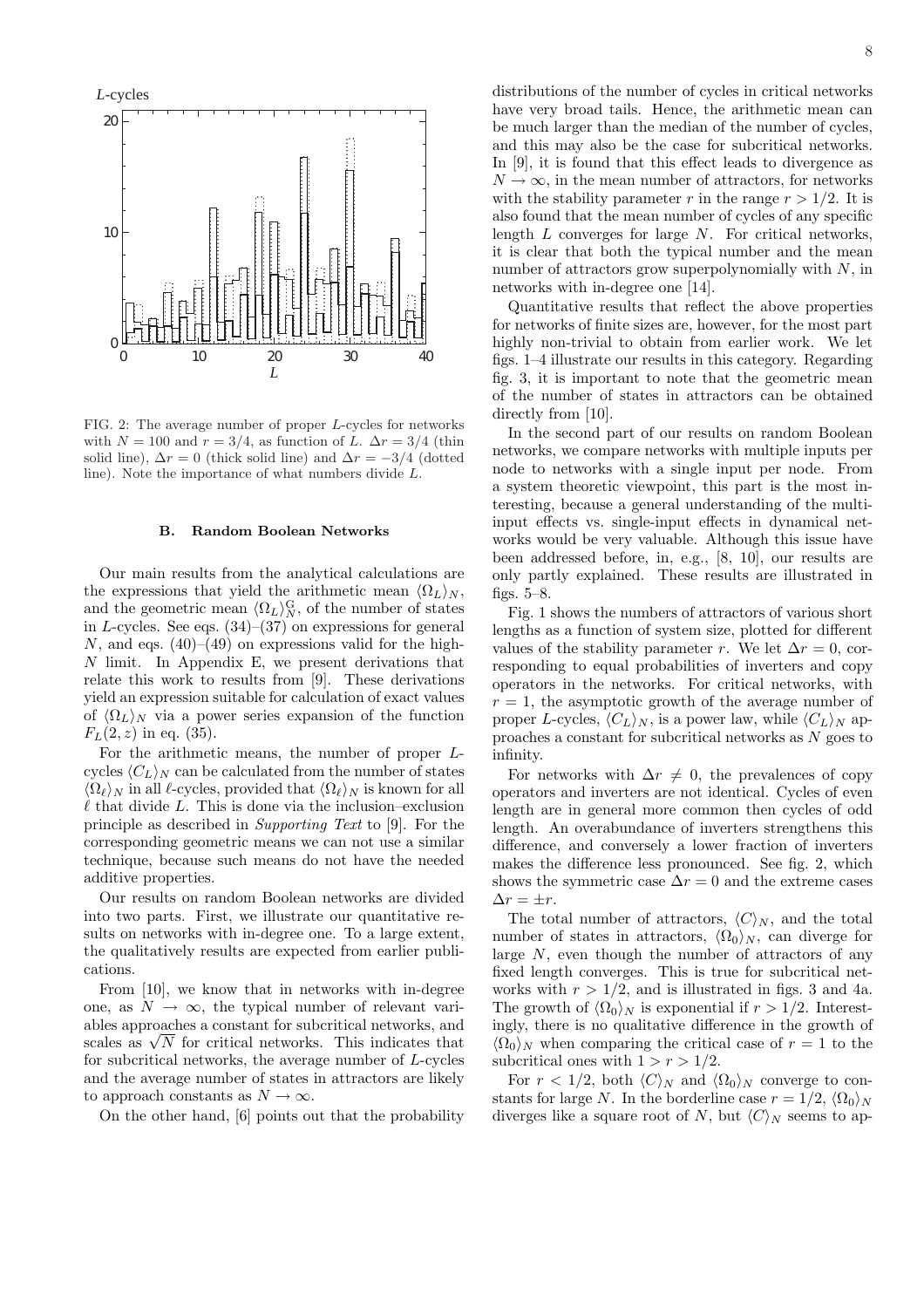FIG. 2: The average number of proper $L$-cycles for networks with $N = 100$ and $r = 3/4$, as function of $L$. $\Delta r = 3/4$ (thin solid line), $\Delta r = 0$ (thick solid line) and $\Delta r = -3/4$ (dotted line). Note the importance of what numbers divide $L$.

### B. Random Boolean Networks

Our main results from the analytical calculations are the expressions that yield the arithmetic mean $\langle \Omega_L \rangle_N$, and the geometric mean $\langle \Omega_L \rangle_N^{\mathrm{G}}$, of the number of states in $L$-cycles. See eqs. (34)–(37) on expressions for general $N$, and eqs. (40)–(49) on expressions valid for the high-$N$ limit. In Appendix E, we present derivations that relate this work to results from [9]. These derivations yield an expression suitable for calculation of exact values of $\langle \Omega_L \rangle_N$ via a power series expansion of the function $F_L(2, z)$ in eq. (35).

For the arithmetic means, the number of proper $L$-cycles $\langle C_L \rangle_N$ can be calculated from the number of states $\langle \Omega_\ell \rangle_N$ in all $\ell$-cycles, provided that $\langle \Omega_\ell \rangle_N$ is known for all $\ell$ that divide $L$. This is done via the inclusion–exclusion principle as described in *Supporting Text* to [9]. For the corresponding geometric means we can not use a similar technique, because such means do not have the needed additive properties.

Our results on random Boolean networks are divided into two parts. First, we illustrate our quantitative results on networks with in-degree one. To a large extent, the qualitatively results are expected from earlier publications.

From [10], we know that in networks with in-degree one, as $N \to \infty$, the typical number of relevant variables approaches a constant for subcritical networks, and scales as $\sqrt{N}$ for critical networks. This indicates that for subcritical networks, the average number of $L$-cycles and the average number of states in attractors are likely to approach constants as $N \to \infty$.

On the other hand, [6] points out that the probability distributions of the number of cycles in critical networks have very broad tails. Hence, the arithmetic mean can be much larger than the median of the number of cycles, and this may also be the case for subcritical networks. In [9], it is found that this effect leads to divergence as $N \to \infty$, in the mean number of attractors, for networks with the stability parameter $r$ in the range $r > 1/2$. It is also found that the mean number of cycles of any specific length $L$ converges for large $N$. For critical networks, it is clear that both the typical number and the mean number of attractors grow superpolynomially with $N$, in networks with in-degree one [14].

Quantitative results that reflect the above properties for networks of finite sizes are, however, for the most part highly non-trivial to obtain from earlier work. We let figs. 1–4 illustrate our results in this category. Regarding fig. 3, it is important to note that the geometric mean of the number of states in attractors can be obtained directly from [10].

In the second part of our results on random Boolean networks, we compare networks with multiple inputs per node to networks with a single input per node. From a system theoretic viewpoint, this part is the most interesting, because a general understanding of the multi-input effects vs. single-input effects in dynamical networks would be very valuable. Although this issue have been addressed before, in, e.g., [8, 10], our results are only partly explained. These results are illustrated in figs. 5–8.

Fig. 1 shows the numbers of attractors of various short lengths as a function of system size, plotted for different values of the stability parameter $r$. We let $\Delta r = 0$, corresponding to equal probabilities of inverters and copy operators in the networks. For critical networks, with $r = 1$, the asymptotic growth of the average number of proper $L$-cycles, $\langle C_L \rangle_N$, is a power law, while $\langle C_L \rangle_N$ approaches a constant for subcritical networks as $N$ goes to infinity.

For networks with $\Delta r \neq 0$, the prevalences of copy operators and inverters are not identical. Cycles of even length are in general more common then cycles of odd length. An overabundance of inverters strengthens this difference, and conversely a lower fraction of inverters makes the difference less pronounced. See fig. 2, which shows the symmetric case $\Delta r = 0$ and the extreme cases $\Delta r = \pm r$.

The total number of attractors, $\langle C \rangle_N$, and the total number of states in attractors, $\langle \Omega_0 \rangle_N$, can diverge for large $N$, even though the number of attractors of any fixed length converges. This is true for subcritical networks with $r > 1/2$, and is illustrated in figs. 3 and 4a. The growth of $\langle \Omega_0 \rangle_N$ is exponential if $r > 1/2$. Interestingly, there is no qualitative difference in the growth of $\langle \Omega_0 \rangle_N$ when comparing the critical case of $r = 1$ to the subcritical ones with $1 > r > 1/2$.

For $r < 1/2$, both $\langle C \rangle_N$ and $\langle \Omega_0 \rangle_N$ converge to constants for large $N$. In the borderline case $r = 1/2$, $\langle \Omega_0 \rangle_N$ diverges like a square root of $N$, but $\langle C \rangle_N$ seems to ap-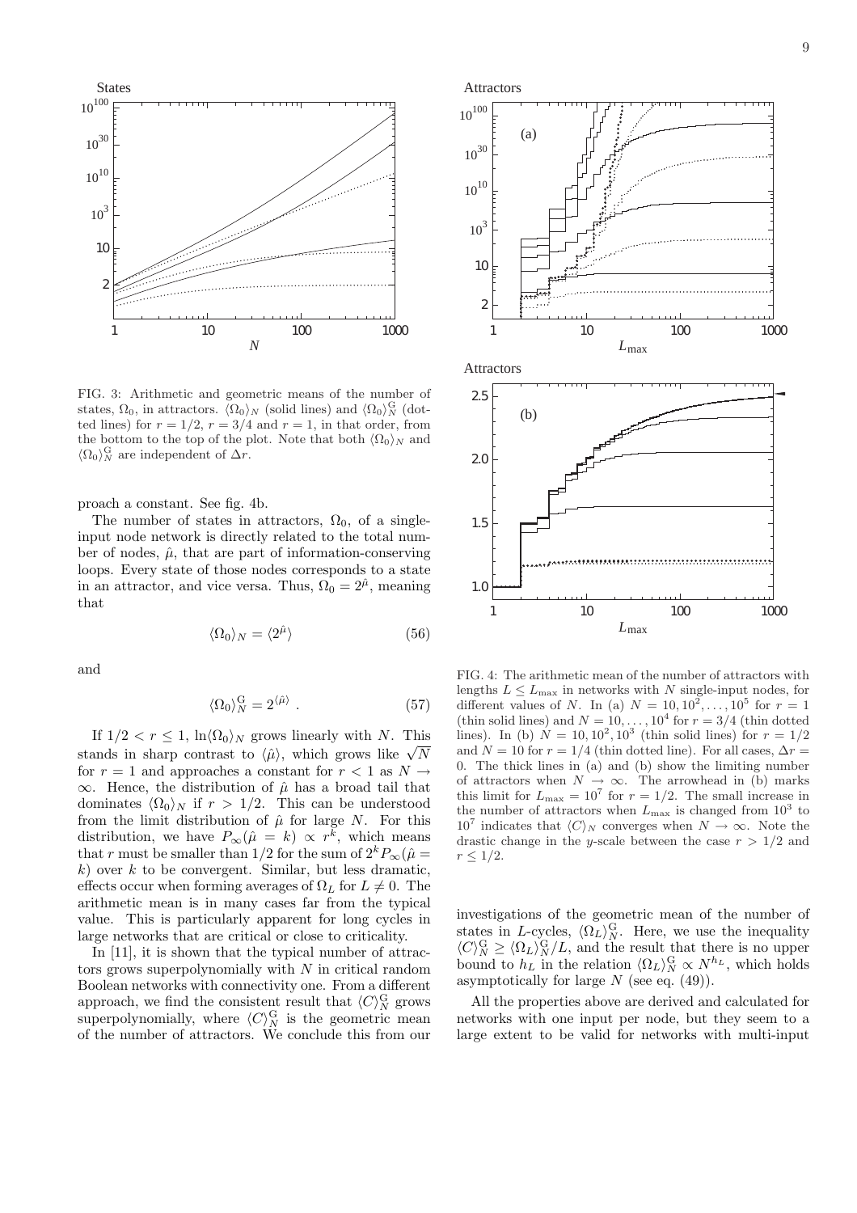FIG. 3: Arithmetic and geometric means of the number of states, $\Omega_0$, in attractors. $\langle\Omega_0\rangle_N$ (solid lines) and $\langle\Omega_0\rangle_N^{\mathrm{G}}$ (dotted lines) for $r = 1/2$, $r = 3/4$ and $r = 1$, in that order, from the bottom to the top of the plot. Note that both $\langle\Omega_0\rangle_N$ and $\langle\Omega_0\rangle_N^{\mathrm{G}}$ are independent of $\Delta r$.

FIG. 4: The arithmetic mean of the number of attractors with lengths $L \leq L_{\max}$ in networks with $N$ single-input nodes, for different values of $N$. In (a) $N = 10, 10^2, \ldots, 10^5$ for $r = 1$ (thin solid lines) and $N = 10, \ldots, 10^4$ for $r = 3/4$ (thin dotted lines). In (b) $N = 10, 10^2, 10^3$ (thin solid lines) for $r = 1/2$ and $N = 10$ for $r = 1/4$ (thin dotted line). For all cases, $\Delta r = 0$. The thick lines in (a) and (b) show the limiting number of attractors when $N \to \infty$. The arrowhead in (b) marks this limit for $L_{\max} = 10^7$ for $r = 1/2$. The small increase in the number of attractors when $L_{\max}$ is changed from $10^3$ to $10^7$ indicates that $\langle C\rangle_N$ converges when $N \to \infty$. Note the drastic change in the $y$-scale between the case $r > 1/2$ and $r \leq 1/2$.

proach a constant. See fig. 4b.

The number of states in attractors, $\Omega_0$, of a single-input node network is directly related to the total number of nodes, $\hat{\mu}$, that are part of information-conserving loops. Every state of those nodes corresponds to a state in an attractor, and vice versa. Thus, $\Omega_0 = 2^{\hat{\mu}}$, meaning that

$$\langle\Omega_0\rangle_N = \langle 2^{\hat{\mu}}\rangle \tag{56}$$

and

$$\langle\Omega_0\rangle_N^{\mathrm{G}} = 2^{\langle\hat{\mu}\rangle} . \tag{57}$$

If $1/2 < r \leq 1$, $\ln\langle\Omega_0\rangle_N$ grows linearly with $N$. This stands in sharp contrast to $\langle\hat{\mu}\rangle$, which grows like $\sqrt{N}$ for $r = 1$ and approaches a constant for $r < 1$ as $N \to \infty$. Hence, the distribution of $\hat{\mu}$ has a broad tail that dominates $\langle\Omega_0\rangle_N$ if $r > 1/2$. This can be understood from the limit distribution of $\hat{\mu}$ for large $N$. For this distribution, we have $P_\infty(\hat{\mu} = k) \propto r^k$, which means that $r$ must be smaller than $1/2$ for the sum of $2^k P_\infty(\hat{\mu} = k)$ over $k$ to be convergent. Similar, but less dramatic, effects occur when forming averages of $\Omega_L$ for $L \neq 0$. The arithmetic mean is in many cases far from the typical value. This is particularly apparent for long cycles in large networks that are critical or close to criticality.

In [11], it is shown that the typical number of attractors grows superpolynomially with $N$ in critical random Boolean networks with connectivity one. From a different approach, we find the consistent result that $\langle C\rangle_N^{\mathrm{G}}$ grows superpolynomially, where $\langle C\rangle_N^{\mathrm{G}}$ is the geometric mean of the number of attractors. We conclude this from our investigations of the geometric mean of the number of states in $L$-cycles, $\langle\Omega_L\rangle_N^{\mathrm{G}}$. Here, we use the inequality $\langle C\rangle_N^{\mathrm{G}} \geq \langle\Omega_L\rangle_N^{\mathrm{G}}/L$, and the result that there is no upper bound to $h_L$ in the relation $\langle\Omega_L\rangle_N^{\mathrm{G}} \propto N^{h_L}$, which holds asymptotically for large $N$ (see eq. (49)).

All the properties above are derived and calculated for networks with one input per node, but they seem to a large extent to be valid for networks with multi-input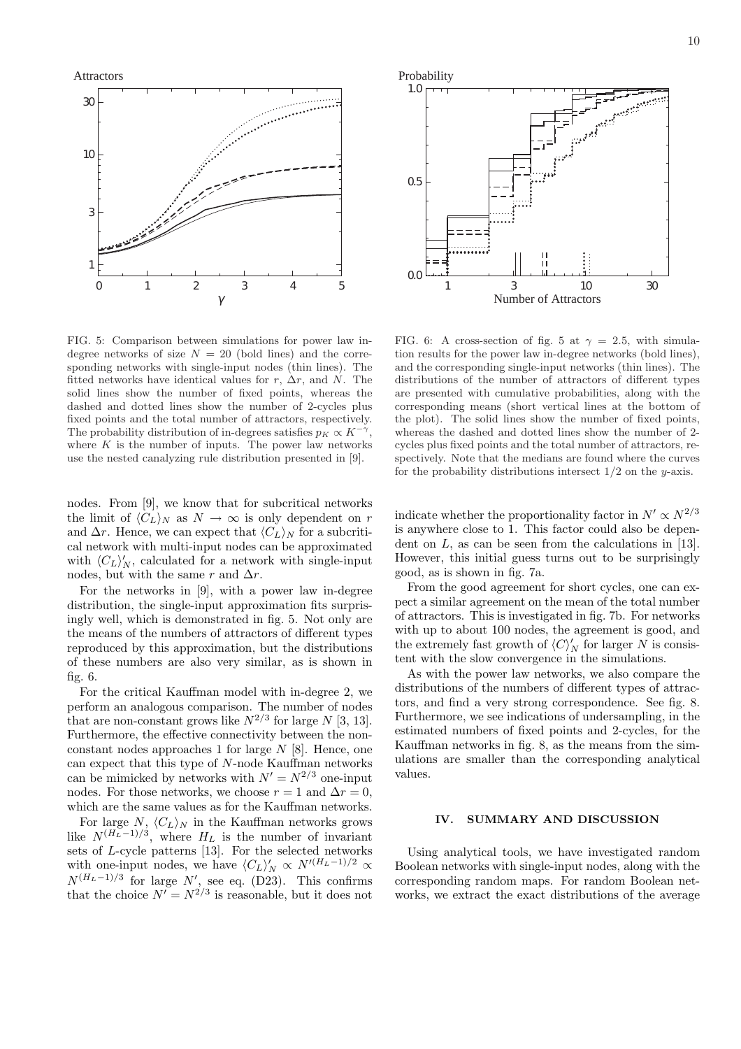FIG. 5: Comparison between simulations for power law in-degree networks of size $N = 20$ (bold lines) and the corresponding networks with single-input nodes (thin lines). The fitted networks have identical values for $r$, $\Delta r$, and $N$. The solid lines show the number of fixed points, whereas the dashed and dotted lines show the number of 2-cycles plus fixed points and the total number of attractors, respectively. The probability distribution of in-degrees satisfies $p_K \propto K^{-\gamma}$, where $K$ is the number of inputs. The power law networks use the nested canalyzing rule distribution presented in [9].

FIG. 6: A cross-section of fig. 5 at $\gamma = 2.5$, with simulation results for the power law in-degree networks (bold lines), and the corresponding single-input networks (thin lines). The distributions of the number of attractors of different types are presented with cumulative probabilities, along with the corresponding means (short vertical lines at the bottom of the plot). The solid lines show the number of fixed points, whereas the dashed and dotted lines show the number of 2-cycles plus fixed points and the total number of attractors, respectively. Note that the medians are found where the curves for the probability distributions intersect $1/2$ on the $y$-axis.

nodes. From [9], we know that for subcritical networks the limit of $\langle C_L \rangle_N$ as $N \to \infty$ is only dependent on $r$ and $\Delta r$. Hence, we can expect that $\langle C_L \rangle_N$ for a subcritical network with multi-input nodes can be approximated with $\langle C_L \rangle'_N$, calculated for a network with single-input nodes, but with the same $r$ and $\Delta r$.

For the networks in [9], with a power law in-degree distribution, the single-input approximation fits surprisingly well, which is demonstrated in fig. 5. Not only are the means of the numbers of attractors of different types reproduced by this approximation, but the distributions of these numbers are also very similar, as is shown in fig. 6.

For the critical Kauffman model with in-degree 2, we perform an analogous comparison. The number of nodes that are non-constant grows like $N^{2/3}$ for large $N$ [3, 13]. Furthermore, the effective connectivity between the non-constant nodes approaches 1 for large $N$ [8]. Hence, one can expect that this type of $N$-node Kauffman networks can be mimicked by networks with $N' = N^{2/3}$ one-input nodes. For those networks, we choose $r = 1$ and $\Delta r = 0$, which are the same values as for the Kauffman networks.

For large $N$, $\langle C_L \rangle_N$ in the Kauffman networks grows like $N^{(H_L-1)/3}$, where $H_L$ is the number of invariant sets of $L$-cycle patterns [13]. For the selected networks with one-input nodes, we have $\langle C_L \rangle'_N \propto N'^{(H_L-1)/2} \propto N^{(H_L-1)/3}$ for large $N'$, see eq. (D23). This confirms that the choice $N' = N^{2/3}$ is reasonable, but it does not indicate whether the proportionality factor in $N' \propto N^{2/3}$ is anywhere close to 1. This factor could also be dependent on $L$, as can be seen from the calculations in [13]. However, this initial guess turns out to be surprisingly good, as is shown in fig. 7a.

From the good agreement for short cycles, one can expect a similar agreement on the mean of the total number of attractors. This is investigated in fig. 7b. For networks with up to about 100 nodes, the agreement is good, and the extremely fast growth of $\langle C \rangle'_N$ for larger $N$ is consistent with the slow convergence in the simulations.

As with the power law networks, we also compare the distributions of the numbers of different types of attractors, and find a very strong correspondence. See fig. 8. Furthermore, we see indications of undersampling, in the estimated numbers of fixed points and 2-cycles, for the Kauffman networks in fig. 8, as the means from the simulations are smaller than the corresponding analytical values.

## IV. SUMMARY AND DISCUSSION

Using analytical tools, we have investigated random Boolean networks with single-input nodes, along with the corresponding random maps. For random Boolean networks, we extract the exact distributions of the average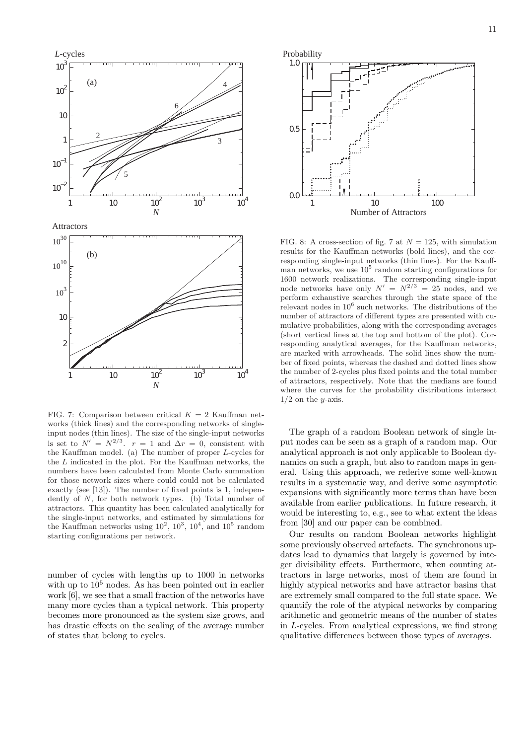FIG. 7: Comparison between critical $K = 2$ Kauffman networks (thick lines) and the corresponding networks of single-input nodes (thin lines). The size of the single-input networks is set to $N' = N^{2/3}$. $r = 1$ and $\Delta r = 0$, consistent with the Kauffman model. (a) The number of proper $L$-cycles for the $L$ indicated in the plot. For the Kauffman networks, the numbers have been calculated from Monte Carlo summation for those network sizes where could could not be calculated exactly (see [13]). The number of fixed points is 1, independently of $N$, for both network types. (b) Total number of attractors. This quantity has been calculated analytically for the single-input networks, and estimated by simulations for the Kauffman networks using $10^2$, $10^3$, $10^4$, and $10^5$ random starting configurations per network.

number of cycles with lengths up to 1000 in networks with up to $10^5$ nodes. As has been pointed out in earlier work [6], we see that a small fraction of the networks have many more cycles than a typical network. This property becomes more pronounced as the system size grows, and has drastic effects on the scaling of the average number of states that belong to cycles.

FIG. 8: A cross-section of fig. 7 at $N = 125$, with simulation results for the Kauffman networks (bold lines), and the corresponding single-input networks (thin lines). For the Kauffman networks, we use $10^5$ random starting configurations for 1600 network realizations. The corresponding single-input node networks have only $N' = N^{2/3} = 25$ nodes, and we perform exhaustive searches through the state space of the relevant nodes in $10^6$ such networks. The distributions of the number of attractors of different types are presented with cumulative probabilities, along with the corresponding averages (short vertical lines at the top and bottom of the plot). Corresponding analytical averages, for the Kauffman networks, are marked with arrowheads. The solid lines show the number of fixed points, whereas the dashed and dotted lines show the number of 2-cycles plus fixed points and the total number of attractors, respectively. Note that the medians are found where the curves for the probability distributions intersect $1/2$ on the $y$-axis.

The graph of a random Boolean network of single input nodes can be seen as a graph of a random map. Our analytical approach is not only applicable to Boolean dynamics on such a graph, but also to random maps in general. Using this approach, we rederive some well-known results in a systematic way, and derive some asymptotic expansions with significantly more terms than have been available from earlier publications. In future research, it would be interesting to, e.g., see to what extent the ideas from [30] and our paper can be combined.

Our results on random Boolean networks highlight some previously observed artefacts. The synchronous updates lead to dynamics that largely is governed by integer divisibility effects. Furthermore, when counting attractors in large networks, most of them are found in highly atypical networks and have attractor basins that are extremely small compared to the full state space. We quantify the role of the atypical networks by comparing arithmetic and geometric means of the number of states in $L$-cycles. From analytical expressions, we find strong qualitative differences between those types of averages.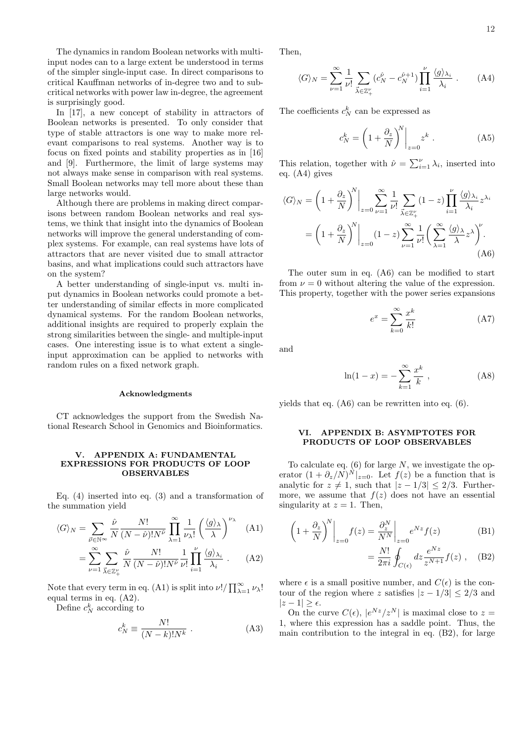The dynamics in random Boolean networks with multi-input nodes can to a large extent be understood in terms of the simpler single-input case. In direct comparisons to critical Kauffman networks of in-degree two and to subcritical networks with power law in-degree, the agreement is surprisingly good.

In [17], a new concept of stability in attractors of Boolean networks is presented. To only consider that type of stable attractors is one way to make more relevant comparisons to real systems. Another way is to focus on fixed points and stability properties as in [16] and [9]. Furthermore, the limit of large systems may not always make sense in comparison with real systems. Small Boolean networks may tell more about these than large networks would.

Although there are problems in making direct comparisons between random Boolean networks and real systems, we think that insight into the dynamics of Boolean networks will improve the general understanding of complex systems. For example, can real systems have lots of attractors that are never visited due to small attractor basins, and what implications could such attractors have on the system?

A better understanding of single-input vs. multi input dynamics in Boolean networks could promote a better understanding of similar effects in more complicated dynamical systems. For the random Boolean networks, additional insights are required to properly explain the strong similarities between the single- and multiple-input cases. One interesting issue is to what extent a single-input approximation can be applied to networks with random rules on a fixed network graph.

#### Acknowledgments

CT acknowledges the support from the Swedish National Research School in Genomics and Bioinformatics.

## V. APPENDIX A: FUNDAMENTAL EXPRESSIONS FOR PRODUCTS OF LOOP OBSERVABLES

Eq. (4) inserted into eq. (3) and a transformation of the summation yield

$$\langle G\rangle_N = \sum_{\vec{\nu}\in\mathbb{N}^\infty} \frac{\hat{\nu}}{N}\frac{N!}{(N-\hat{\nu})!N^{\hat{\nu}}}\prod_{\lambda=1}^{\infty}\frac{1}{\nu_\lambda!}\left(\frac{\langle g\rangle_\lambda}{\lambda}\right)^{\nu_\lambda} \tag{A1}$$

$$= \sum_{\nu=1}^{\infty}\sum_{\vec{\lambda}\in\mathbb{Z}_+^\nu} \frac{\hat{\nu}}{N}\frac{N!}{(N-\hat{\nu})!N^{\hat{\nu}}}\frac{1}{\nu!}\prod_{i=1}^{\nu}\frac{\langle g\rangle_{\lambda_i}}{\lambda_i}\,. \tag{A2}$$

Note that every term in eq. (A1) is split into $\nu!/\prod_{\lambda=1}^{\infty}\nu_\lambda!$ equal terms in eq. (A2).

Define $c_N^k$ according to

$$c_N^k \equiv \frac{N!}{(N-k)!N^k}\,. \tag{A3}$$

Then,

$$\langle G\rangle_N = \sum_{\nu=1}^{\infty}\frac{1}{\nu!}\sum_{\vec{\lambda}\in\mathbb{Z}_+^\nu}(c_N^{\hat{\nu}} - c_N^{\hat{\nu}+1})\prod_{i=1}^{\nu}\frac{\langle g\rangle_{\lambda_i}}{\lambda_i}\,. \tag{A4}$$

The coefficients $c_N^k$ can be expressed as

$$c_N^k = \left(1+\frac{\partial_z}{N}\right)^N\Bigg|_{z=0} z^k\,. \tag{A5}$$

This relation, together with $\hat{\nu} = \sum_{i=1}^{\nu}\lambda_i$, inserted into eq. (A4) gives

$$\begin{aligned}\langle G\rangle_N &= \left(1+\frac{\partial_z}{N}\right)^N\Bigg|_{z=0}\sum_{\nu=1}^{\infty}\frac{1}{\nu!}\sum_{\vec{\lambda}\in\mathbb{Z}_+^\nu}(1-z)\prod_{i=1}^{\nu}\frac{\langle g\rangle_{\lambda_i}}{\lambda_i}z^{\lambda_i}\\ &= \left(1+\frac{\partial_z}{N}\right)^N\Bigg|_{z=0}(1-z)\sum_{\nu=1}^{\infty}\frac{1}{\nu!}\left(\sum_{\lambda=1}^{\infty}\frac{\langle g\rangle_\lambda}{\lambda}z^\lambda\right)^{\nu}.\end{aligned} \tag{A6}$$

The outer sum in eq. (A6) can be modified to start from $\nu = 0$ without altering the value of the expression. This property, together with the power series expansions

$$e^x = \sum_{k=0}^{\infty}\frac{x^k}{k!} \tag{A7}$$

and

$$\ln(1-x) = -\sum_{k=1}^{\infty}\frac{x^k}{k}\,, \tag{A8}$$

yields that eq. (A6) can be rewritten into eq. (6).

## VI. APPENDIX B: ASYMPTOTES FOR PRODUCTS OF LOOP OBSERVABLES

To calculate eq. (6) for large $N$, we investigate the operator $(1+\partial_z/N)^N|_{z=0}$. Let $f(z)$ be a function that is analytic for $z \neq 1$, such that $|z-1/3| \leq 2/3$. Furthermore, we assume that $f(z)$ does not have an essential singularity at $z = 1$. Then,

$$\left(1+\frac{\partial_z}{N}\right)^N\Bigg|_{z=0} f(z) = \frac{\partial_z^N}{N^N}\Bigg|_{z=0} e^{Nz}f(z) \tag{B1}$$

$$= \frac{N!}{2\pi i}\oint_{C(\epsilon)} dz\,\frac{e^{Nz}}{z^{N+1}}f(z)\,, \tag{B2}$$

where $\epsilon$ is a small positive number, and $C(\epsilon)$ is the contour of the region where $z$ satisfies $|z-1/3| \leq 2/3$ and $|z-1| \geq \epsilon$.

On the curve $C(\epsilon)$, $|e^{Nz}/z^N|$ is maximal close to $z = 1$, where this expression has a saddle point. Thus, the main contribution to the integral in eq. (B2), for large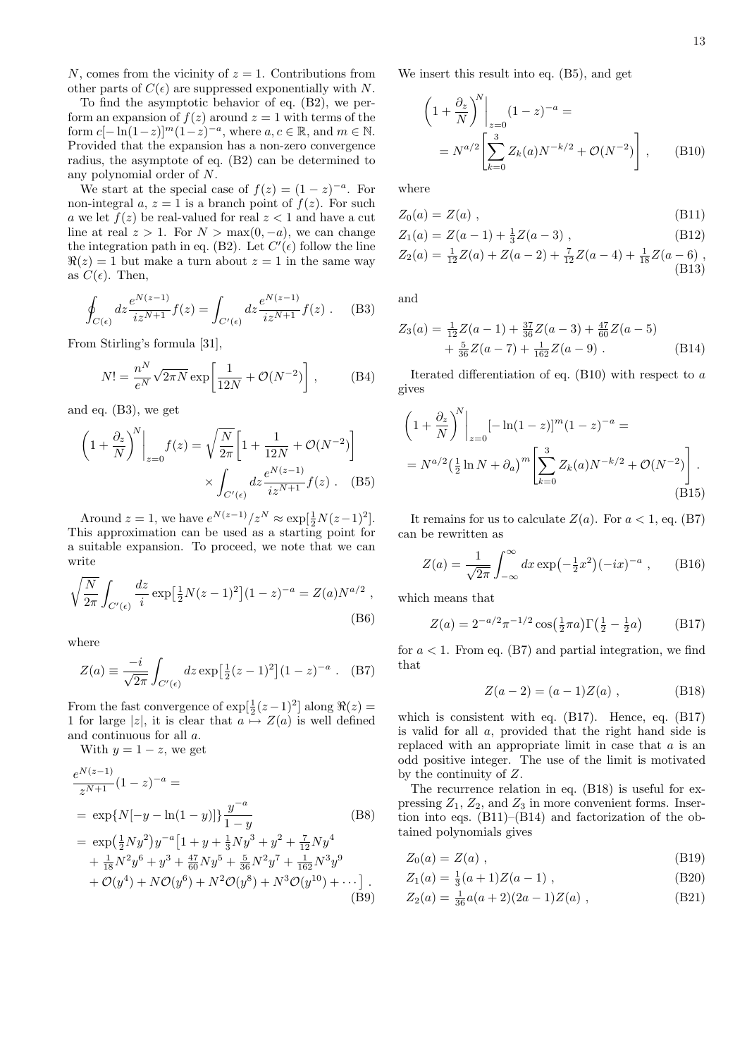$N$, comes from the vicinity of $z = 1$. Contributions from other parts of $C(\epsilon)$ are suppressed exponentially with $N$.

To find the asymptotic behavior of eq. (B2), we perform an expansion of $f(z)$ around $z = 1$ with terms of the form $c[-\ln(1-z)]^m(1-z)^{-a}$, where $a, c \in \mathbb{R}$, and $m \in \mathbb{N}$. Provided that the expansion has a non-zero convergence radius, the asymptote of eq. (B2) can be determined to any polynomial order of $N$.

We start at the special case of $f(z) = (1-z)^{-a}$. For non-integral $a$, $z = 1$ is a branch point of $f(z)$. For such $a$ we let $f(z)$ be real-valued for real $z < 1$ and have a cut line at real $z > 1$. For $N > \max(0, -a)$, we can change the integration path in eq. (B2). Let $C'(\epsilon)$ follow the line $\Re(z) = 1$ but make a turn about $z = 1$ in the same way as $C(\epsilon)$. Then,

$$\oint_{C(\epsilon)} dz \frac{e^{N(z-1)}}{iz^{N+1}} f(z) = \int_{C'(\epsilon)} dz \frac{e^{N(z-1)}}{iz^{N+1}} f(z) \ . \tag{B3}$$

From Stirling's formula [31],

$$N! = \frac{n^N}{e^N}\sqrt{2\pi N}\exp\left[\frac{1}{12N} + \mathcal{O}(N^{-2})\right] , \tag{B4}$$

and eq. (B3), we get

$$\left(1 + \frac{\partial_z}{N}\right)^N \bigg|_{z=0} f(z) = \sqrt{\frac{N}{2\pi}}\left[1 + \frac{1}{12N} + \mathcal{O}(N^{-2})\right] \times \int_{C'(\epsilon)} dz \frac{e^{N(z-1)}}{iz^{N+1}} f(z) \ . \tag{B5}$$

Around $z = 1$, we have $e^{N(z-1)}/z^N \approx \exp[\frac{1}{2}N(z-1)^2]$. This approximation can be used as a starting point for a suitable expansion. To proceed, we note that we can write

$$\sqrt{\frac{N}{2\pi}} \int_{C'(\epsilon)} \frac{dz}{i} \exp\left[\tfrac{1}{2}N(z-1)^2\right](1-z)^{-a} = Z(a) N^{a/2} \ , \tag{B6}$$

where

$$Z(a) \equiv \frac{-i}{\sqrt{2\pi}} \int_{C'(\epsilon)} dz \exp\left[\tfrac{1}{2}(z-1)^2\right](1-z)^{-a} \ . \tag{B7}$$

From the fast convergence of $\exp[\frac{1}{2}(z-1)^2]$ along $\Re(z) = 1$ for large $|z|$, it is clear that $a \mapsto Z(a)$ is well defined and continuous for all $a$.

With $y = 1 - z$, we get

$$\begin{aligned}
&\frac{e^{N(z-1)}}{z^{N+1}}(1-z)^{-a} = \\
&= \exp\{N[-y - \ln(1-y)]\}\frac{y^{-a}}{1-y} \qquad\qquad \text{(B8)}\\
&= \exp\left(\tfrac{1}{2}Ny^2\right)y^{-a}\big[1 + y + \tfrac{1}{3}Ny^3 + y^2 + \tfrac{7}{12}Ny^4 \\
&\quad + \tfrac{1}{18}N^2y^6 + y^3 + \tfrac{47}{60}Ny^5 + \tfrac{5}{36}N^2y^7 + \tfrac{1}{162}N^3y^9 \\
&\quad + \mathcal{O}(y^4) + N\mathcal{O}(y^6) + N^2\mathcal{O}(y^8) + N^3\mathcal{O}(y^{10}) + \cdots\big] \ . \qquad \text{(B9)}
\end{aligned}$$

We insert this result into eq. (B5), and get

$$\begin{aligned}
&\left(1 + \frac{\partial_z}{N}\right)^N \bigg|_{z=0} (1-z)^{-a} = \\
&= N^{a/2}\left[\sum_{k=0}^{3} Z_k(a) N^{-k/2} + \mathcal{O}(N^{-2})\right] ,
\end{aligned} \tag{B10}$$

where

$$Z_0(a) = Z(a) \ , \tag{B11}$$

$$Z_1(a) = Z(a-1) + \tfrac{1}{3}Z(a-3) \ , \tag{B12}$$

$$Z_2(a) = \tfrac{1}{12}Z(a) + Z(a-2) + \tfrac{7}{12}Z(a-4) + \tfrac{1}{18}Z(a-6) \ , \tag{B13}$$

and

$$\begin{aligned}
Z_3(a) = &\ \tfrac{1}{12}Z(a-1) + \tfrac{37}{36}Z(a-3) + \tfrac{47}{60}Z(a-5) \\
&+ \tfrac{5}{36}Z(a-7) + \tfrac{1}{162}Z(a-9) \ .
\end{aligned} \tag{B14}$$

Iterated differentiation of eq. (B10) with respect to $a$ gives

$$\begin{aligned}
&\left(1 + \frac{\partial_z}{N}\right)^N \bigg|_{z=0} [-\ln(1-z)]^m(1-z)^{-a} = \\
&= N^{a/2}\left(\tfrac{1}{2}\ln N + \partial_a\right)^m\left[\sum_{k=0}^{3} Z_k(a) N^{-k/2} + \mathcal{O}(N^{-2})\right] .
\end{aligned} \tag{B15}$$

It remains for us to calculate $Z(a)$. For $a < 1$, eq. (B7) can be rewritten as

$$Z(a) = \frac{1}{\sqrt{2\pi}} \int_{-\infty}^{\infty} dx \exp\left(-\tfrac{1}{2}x^2\right)(-ix)^{-a} \ , \tag{B16}$$

which means that

$$Z(a) = 2^{-a/2}\pi^{-1/2}\cos\left(\tfrac{1}{2}\pi a\right)\Gamma\left(\tfrac{1}{2} - \tfrac{1}{2}a\right) \tag{B17}$$

for $a < 1$. From eq. (B7) and partial integration, we find that

$$Z(a-2) = (a-1)Z(a) \ , \tag{B18}$$

which is consistent with eq. (B17). Hence, eq. (B17) is valid for all $a$, provided that the right hand side is replaced with an appropriate limit in case that $a$ is an odd positive integer. The use of the limit is motivated by the continuity of $Z$.

The recurrence relation in eq. (B18) is useful for expressing $Z_1$, $Z_2$, and $Z_3$ in more convenient forms. Insertion into eqs. (B11)–(B14) and factorization of the obtained polynomials gives

$$Z_0(a) = Z(a) \ , \tag{B19}$$

$$Z_1(a) = \tfrac{1}{3}(a+1)Z(a-1) \ , \tag{B20}$$

$$Z_2(a) = \tfrac{1}{36}a(a+2)(2a-1)Z(a) \ , \tag{B21}$$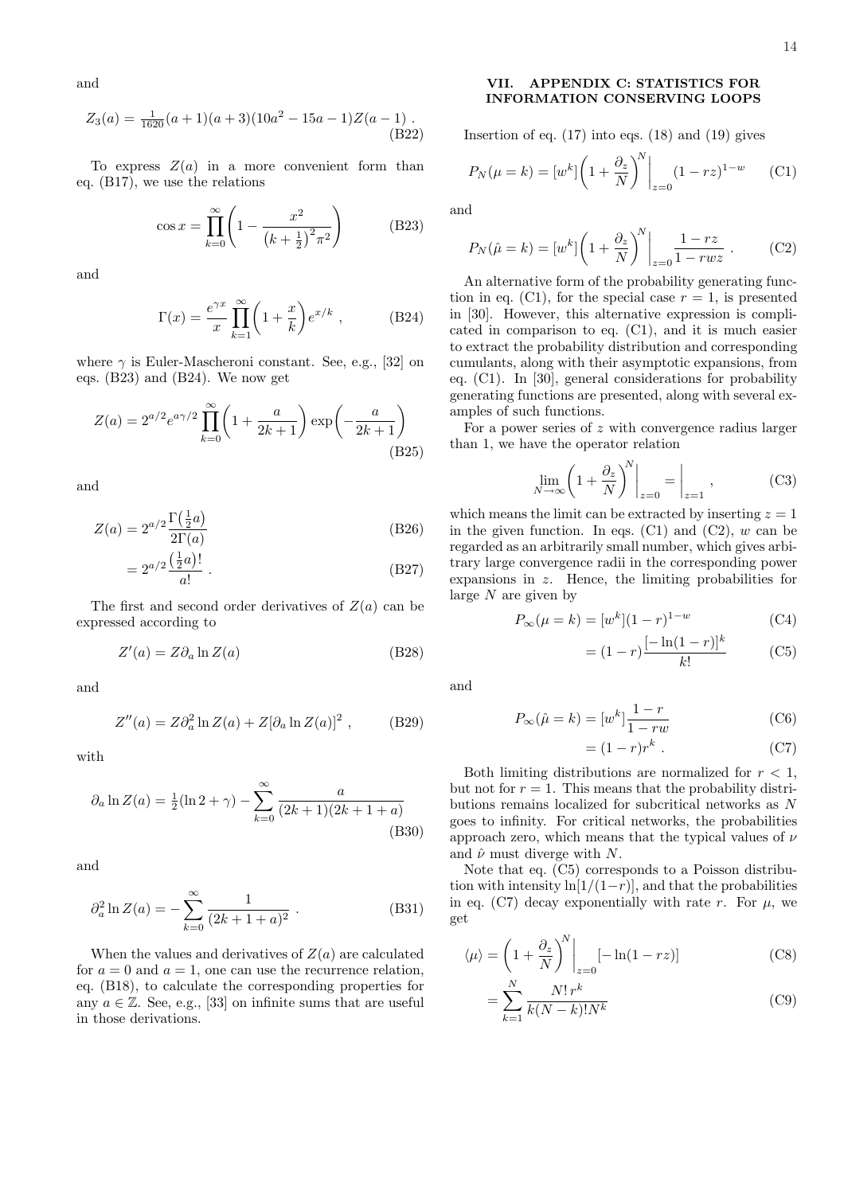and

$$Z_3(a) = \tfrac{1}{1620}(a+1)(a+3)(10a^2 - 15a - 1)Z(a-1) \ . \tag{B22}$$

To express $Z(a)$ in a more convenient form than eq. (B17), we use the relations

$$\cos x = \prod_{k=0}^{\infty}\left(1 - \frac{x^2}{\left(k+\frac{1}{2}\right)^2 \pi^2}\right) \tag{B23}$$

and

$$\Gamma(x) = \frac{e^{\gamma x}}{x}\prod_{k=1}^{\infty}\left(1 + \frac{x}{k}\right)e^{x/k} \ , \tag{B24}$$

where $\gamma$ is Euler-Mascheroni constant. See, e.g., [32] on eqs. (B23) and (B24). We now get

$$Z(a) = 2^{a/2}e^{a\gamma/2}\prod_{k=0}^{\infty}\left(1 + \frac{a}{2k+1}\right)\exp\left(-\frac{a}{2k+1}\right) \tag{B25}$$

and

$$Z(a) = 2^{a/2}\frac{\Gamma\left(\frac{1}{2}a\right)}{2\Gamma(a)} \tag{B26}$$

$$= 2^{a/2}\frac{\left(\frac{1}{2}a\right)!}{a!} \ . \tag{B27}$$

The first and second order derivatives of $Z(a)$ can be expressed according to

$$Z'(a) = Z\partial_a \ln Z(a) \tag{B28}$$

and

$$Z''(a) = Z\partial_a^2 \ln Z(a) + Z[\partial_a \ln Z(a)]^2 \ , \tag{B29}$$

with

$$\partial_a \ln Z(a) = \tfrac{1}{2}(\ln 2 + \gamma) - \sum_{k=0}^{\infty}\frac{a}{(2k+1)(2k+1+a)} \tag{B30}$$

and

$$\partial_a^2 \ln Z(a) = -\sum_{k=0}^{\infty}\frac{1}{(2k+1+a)^2} \ . \tag{B31}$$

When the values and derivatives of $Z(a)$ are calculated for $a = 0$ and $a = 1$, one can use the recurrence relation, eq. (B18), to calculate the corresponding properties for any $a \in \mathbb{Z}$. See, e.g., [33] on infinite sums that are useful in those derivations.

## VII. APPENDIX C: STATISTICS FOR INFORMATION CONSERVING LOOPS

Insertion of eq. (17) into eqs. (18) and (19) gives

$$P_N(\mu = k) = [w^k]\left(1 + \frac{\partial_z}{N}\right)^N\Bigg|_{z=0}(1 - rz)^{1-w} \tag{C1}$$

and

$$P_N(\hat{\mu} = k) = [w^k]\left(1 + \frac{\partial_z}{N}\right)^N\Bigg|_{z=0}\frac{1 - rz}{1 - rwz} \ . \tag{C2}$$

An alternative form of the probability generating function in eq. (C1), for the special case $r = 1$, is presented in [30]. However, this alternative expression is complicated in comparison to eq. (C1), and it is much easier to extract the probability distribution and corresponding cumulants, along with their asymptotic expansions, from eq. (C1). In [30], general considerations for probability generating functions are presented, along with several examples of such functions.

For a power series of $z$ with convergence radius larger than 1, we have the operator relation

$$\lim_{N\to\infty}\left(1 + \frac{\partial_z}{N}\right)^N\Bigg|_{z=0} = \Bigg|_{z=1} \ , \tag{C3}$$

which means the limit can be extracted by inserting $z = 1$ in the given function. In eqs. (C1) and (C2), $w$ can be regarded as an arbitrarily small number, which gives arbitrary large convergence radii in the corresponding power expansions in $z$. Hence, the limiting probabilities for large $N$ are given by

$$P_\infty(\mu = k) = [w^k](1 - r)^{1-w} \tag{C4}$$

$$= (1 - r)\frac{[-\ln(1 - r)]^k}{k!} \tag{C5}$$

and

$$P_\infty(\hat{\mu} = k) = [w^k]\frac{1 - r}{1 - rw} \tag{C6}$$

$$= (1 - r)r^k \ . \tag{C7}$$

Both limiting distributions are normalized for $r < 1$, but not for $r = 1$. This means that the probability distributions remains localized for subcritical networks as $N$ goes to infinity. For critical networks, the probabilities approach zero, which means that the typical values of $\nu$ and $\hat{\nu}$ must diverge with $N$.

Note that eq. (C5) corresponds to a Poisson distribution with intensity $\ln[1/(1-r)]$, and that the probabilities in eq. (C7) decay exponentially with rate $r$. For $\mu$, we get

$$\langle \mu \rangle = \left(1 + \frac{\partial_z}{N}\right)^N\Bigg|_{z=0}[-\ln(1 - rz)] \tag{C8}$$

$$= \sum_{k=1}^{N}\frac{N!\,r^k}{k(N-k)!N^k} \tag{C9}$$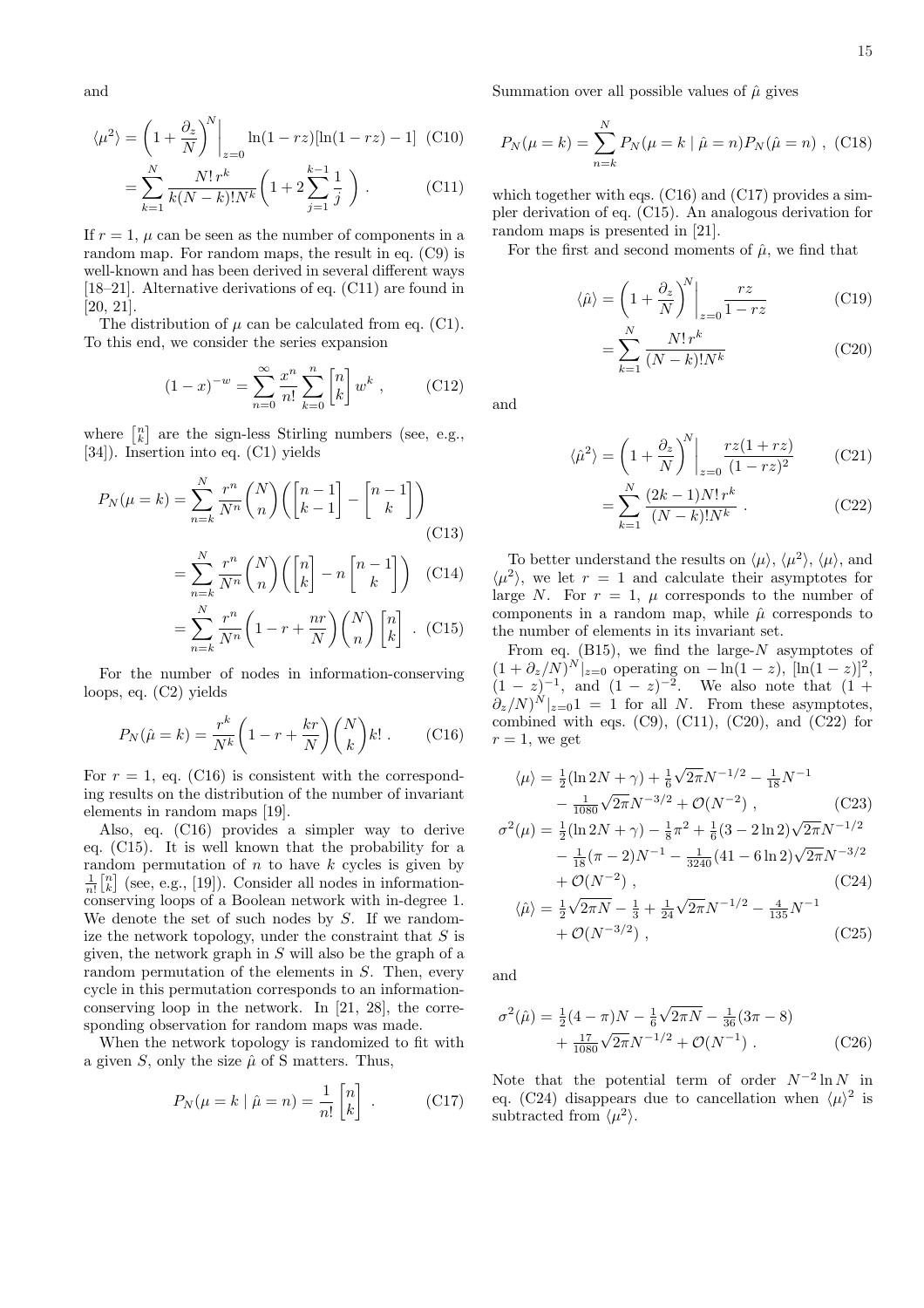and

$$\langle \mu^2 \rangle = \left(1 + \frac{\partial_z}{N}\right)^N \bigg|_{z=0} \ln(1-rz)[\ln(1-rz) - 1] \quad \text{(C10)}$$

$$= \sum_{k=1}^{N} \frac{N!\, r^k}{k(N-k)!N^k} \left(1 + 2\sum_{j=1}^{k-1} \frac{1}{j}\right) . \quad \text{(C11)}$$

If $r = 1$, $\mu$ can be seen as the number of components in a random map. For random maps, the result in eq. (C9) is well-known and has been derived in several different ways [18–21]. Alternative derivations of eq. (C11) are found in [20, 21].

The distribution of $\mu$ can be calculated from eq. (C1). To this end, we consider the series expansion

$$(1-x)^{-w} = \sum_{n=0}^{\infty} \frac{x^n}{n!} \sum_{k=0}^{n} \begin{bmatrix} n \\ k \end{bmatrix} w^k , \quad \text{(C12)}$$

where $\begin{bmatrix} n \\ k \end{bmatrix}$ are the sign-less Stirling numbers (see, e.g., [34]). Insertion into eq. (C1) yields

$$P_N(\mu = k) = \sum_{n=k}^{N} \frac{r^n}{N^n} \binom{N}{n} \left( \begin{bmatrix} n-1 \\ k-1 \end{bmatrix} - \begin{bmatrix} n-1 \\ k \end{bmatrix} \right) \quad \text{(C13)}$$

$$= \sum_{n=k}^{N} \frac{r^n}{N^n} \binom{N}{n} \left( \begin{bmatrix} n \\ k \end{bmatrix} - n \begin{bmatrix} n-1 \\ k \end{bmatrix} \right) \quad \text{(C14)}$$

$$= \sum_{n=k}^{N} \frac{r^n}{N^n} \left(1 - r + \frac{nr}{N}\right) \binom{N}{n} \begin{bmatrix} n \\ k \end{bmatrix} . \quad \text{(C15)}$$

For the number of nodes in information-conserving loops, eq. (C2) yields

$$P_N(\hat{\mu} = k) = \frac{r^k}{N^k} \left(1 - r + \frac{kr}{N}\right) \binom{N}{k} k! . \quad \text{(C16)}$$

For $r = 1$, eq. (C16) is consistent with the corresponding results on the distribution of the number of invariant elements in random maps [19].

Also, eq. (C16) provides a simpler way to derive eq. (C15). It is well known that the probability for a random permutation of $n$ to have $k$ cycles is given by $\frac{1}{n!}\begin{bmatrix} n \\ k \end{bmatrix}$ (see, e.g., [19]). Consider all nodes in information-conserving loops of a Boolean network with in-degree 1. We denote the set of such nodes by $S$. If we randomize the network topology, under the constraint that $S$ is given, the network graph in $S$ will also be the graph of a random permutation of the elements in $S$. Then, every cycle in this permutation corresponds to an information-conserving loop in the network. In [21, 28], the corresponding observation for random maps was made.

When the network topology is randomized to fit with a given $S$, only the size $\hat{\mu}$ of S matters. Thus,

$$P_N(\mu = k \mid \hat{\mu} = n) = \frac{1}{n!} \begin{bmatrix} n \\ k \end{bmatrix} . \quad \text{(C17)}$$

Summation over all possible values of $\hat{\mu}$ gives

$$P_N(\mu = k) = \sum_{n=k}^{N} P_N(\mu = k \mid \hat{\mu} = n) P_N(\hat{\mu} = n) , \quad \text{(C18)}$$

which together with eqs. (C16) and (C17) provides a simpler derivation of eq. (C15). An analogous derivation for random maps is presented in [21].

For the first and second moments of $\hat{\mu}$, we find that

$$\langle \hat{\mu} \rangle = \left(1 + \frac{\partial_z}{N}\right)^N \bigg|_{z=0} \frac{rz}{1-rz} \quad \text{(C19)}$$

$$= \sum_{k=1}^{N} \frac{N!\, r^k}{(N-k)!N^k} \quad \text{(C20)}$$

and

$$\langle \hat{\mu}^2 \rangle = \left(1 + \frac{\partial_z}{N}\right)^N \bigg|_{z=0} \frac{rz(1+rz)}{(1-rz)^2} \quad \text{(C21)}$$

$$= \sum_{k=1}^{N} \frac{(2k-1)N!\, r^k}{(N-k)!N^k} . \quad \text{(C22)}$$

To better understand the results on $\langle \mu \rangle$, $\langle \mu^2 \rangle$, $\langle \mu \rangle$, and $\langle \mu^2 \rangle$, we let $r = 1$ and calculate their asymptotes for large $N$. For $r = 1$, $\mu$ corresponds to the number of components in a random map, while $\hat{\mu}$ corresponds to the number of elements in its invariant set.

From eq. (B15), we find the large-$N$ asymptotes of $(1 + \partial_z/N)^N|_{z=0}$ operating on $-\ln(1-z)$, $[\ln(1-z)]^2$, $(1-z)^{-1}$, and $(1-z)^{-2}$. We also note that $(1 + \partial_z/N)^N|_{z=0} 1 = 1$ for all $N$. From these asymptotes, combined with eqs. (C9), (C11), (C20), and (C22) for $r = 1$, we get

$$\begin{aligned}
\langle \mu \rangle &= \tfrac{1}{2}(\ln 2N + \gamma) + \tfrac{1}{6}\sqrt{2\pi} N^{-1/2} - \tfrac{1}{18} N^{-1} \\
&\quad - \tfrac{1}{1080}\sqrt{2\pi} N^{-3/2} + \mathcal{O}(N^{-2}) , && \text{(C23)} \\
\sigma^2(\mu) &= \tfrac{1}{2}(\ln 2N + \gamma) - \tfrac{1}{8}\pi^2 + \tfrac{1}{6}(3 - 2\ln 2)\sqrt{2\pi} N^{-1/2} \\
&\quad - \tfrac{1}{18}(\pi - 2) N^{-1} - \tfrac{1}{3240}(41 - 6\ln 2)\sqrt{2\pi} N^{-3/2} \\
&\quad + \mathcal{O}(N^{-2}) , && \text{(C24)} \\
\langle \hat{\mu} \rangle &= \tfrac{1}{2}\sqrt{2\pi N} - \tfrac{1}{3} + \tfrac{1}{24}\sqrt{2\pi} N^{-1/2} - \tfrac{4}{135} N^{-1} \\
&\quad + \mathcal{O}(N^{-3/2}) , && \text{(C25)}
\end{aligned}$$

and

$$\begin{aligned}
\sigma^2(\hat{\mu}) &= \tfrac{1}{2}(4 - \pi)N - \tfrac{1}{6}\sqrt{2\pi N} - \tfrac{1}{36}(3\pi - 8) \\
&\quad + \tfrac{17}{1080}\sqrt{2\pi} N^{-1/2} + \mathcal{O}(N^{-1}) . && \text{(C26)}
\end{aligned}$$

Note that the potential term of order $N^{-2}\ln N$ in eq. (C24) disappears due to cancellation when $\langle \mu \rangle^2$ is subtracted from $\langle \mu^2 \rangle$.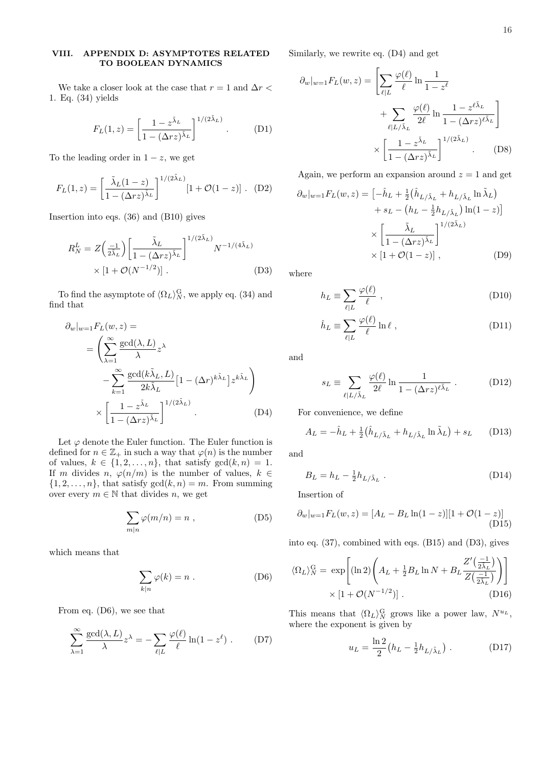## VIII. APPENDIX D: ASYMPTOTES RELATED TO BOOLEAN DYNAMICS

We take a closer look at the case that $r = 1$ and $\Delta r < 1$. Eq. (34) yields

$$F_L(1,z) = \left[\frac{1-z^{\tilde{\lambda}_L}}{1-(\Delta r z)^{\tilde{\lambda}_L}}\right]^{1/(2\tilde{\lambda}_L)} . \tag{D1}$$

To the leading order in $1-z$, we get

$$F_L(1,z) = \left[\frac{\tilde{\lambda}_L(1-z)}{1-(\Delta r z)^{\tilde{\lambda}_L}}\right]^{1/(2\tilde{\lambda}_L)} [1+\mathcal{O}(1-z)] . \tag{D2}$$

Insertion into eqs. (36) and (B10) gives

$$R_N^L = Z\Big(\tfrac{-1}{2\tilde{\lambda}_L}\Big)\left[\frac{\tilde{\lambda}_L}{1-(\Delta r z)^{\tilde{\lambda}_L}}\right]^{1/(2\tilde{\lambda}_L)} N^{-1/(4\tilde{\lambda}_L)} \times [1+\mathcal{O}(N^{-1/2})] . \tag{D3}$$

To find the asymptote of $\langle \Omega_L \rangle_N^{\mathrm{G}}$, we apply eq. (34) and find that

$$\begin{aligned}\partial_w|_{w=1} F_L(w,z) &= \\ &= \left(\sum_{\lambda=1}^{\infty} \frac{\gcd(\lambda,L)}{\lambda} z^\lambda \right. \\ &\quad \left. - \sum_{k=1}^{\infty} \frac{\gcd(k\tilde{\lambda}_L, L)}{2k\tilde{\lambda}_L}\big[1-(\Delta r)^{k\tilde{\lambda}_L}\big] z^{k\tilde{\lambda}_L}\right) \\ &\quad \times \left[\frac{1-z^{\tilde{\lambda}_L}}{1-(\Delta r z)^{\tilde{\lambda}_L}}\right]^{1/(2\tilde{\lambda}_L)} .\end{aligned} \tag{D4}$$

Let $\varphi$ denote the Euler function. The Euler function is defined for $n \in \mathbb{Z}_+$ in such a way that $\varphi(n)$ is the number of values, $k \in \{1, 2, \ldots, n\}$, that satisfy $\gcd(k, n) = 1$. If $m$ divides $n$, $\varphi(n/m)$ is the number of values, $k \in \{1, 2, \ldots, n\}$, that satisfy $\gcd(k, n) = m$. From summing over every $m \in \mathbb{N}$ that divides $n$, we get

$$\sum_{m|n} \varphi(m/n) = n , \tag{D5}$$

which means that

$$\sum_{k|n} \varphi(k) = n . \tag{D6}$$

From eq. (D6), we see that

$$\sum_{\lambda=1}^{\infty} \frac{\gcd(\lambda,L)}{\lambda} z^\lambda = -\sum_{\ell|L} \frac{\varphi(\ell)}{\ell} \ln(1-z^\ell) . \tag{D7}$$

Similarly, we rewrite eq. (D4) and get

$$\begin{aligned}\partial_w|_{w=1} F_L(w,z) = &\left[\sum_{\ell|L} \frac{\varphi(\ell)}{\ell} \ln\frac{1}{1-z^\ell} \right. \\ &\left. + \sum_{\ell|L/\tilde{\lambda}_L} \frac{\varphi(\ell)}{2\ell} \ln\frac{1-z^{\ell\tilde{\lambda}_L}}{1-(\Delta r z)^{\ell\tilde{\lambda}_L}}\right] \\ &\times \left[\frac{1-z^{\tilde{\lambda}_L}}{1-(\Delta r z)^{\tilde{\lambda}_L}}\right]^{1/(2\tilde{\lambda}_L)} .\end{aligned} \tag{D8}$$

Again, we perform an expansion around $z = 1$ and get

$$\begin{aligned}\partial_w|_{w=1} F_L(w,z) = &\big[-\hat{h}_L + \tfrac{1}{2}\big(\hat{h}_{L/\tilde{\lambda}_L} + h_{L/\tilde{\lambda}_L} \ln\tilde{\lambda}_L\big) \\ &+ s_L - \big(h_L - \tfrac{1}{2}h_{L/\tilde{\lambda}_L}\big)\ln(1-z)\big] \\ &\times \left[\frac{\tilde{\lambda}_L}{1-(\Delta r z)^{\tilde{\lambda}_L}}\right]^{1/(2\tilde{\lambda}_L)} \\ &\times [1+\mathcal{O}(1-z)] ,\end{aligned} \tag{D9}$$

where

$$h_L \equiv \sum_{\ell|L} \frac{\varphi(\ell)}{\ell} , \tag{D10}$$

$$\hat{h}_L \equiv \sum_{\ell|L} \frac{\varphi(\ell)}{\ell} \ln\ell , \tag{D11}$$

and

$$s_L \equiv \sum_{\ell|L/\tilde{\lambda}_L} \frac{\varphi(\ell)}{2\ell} \ln\frac{1}{1-(\Delta r z)^{\ell\tilde{\lambda}_L}} . \tag{D12}$$

For convenience, we define

$$A_L = -\hat{h}_L + \tfrac{1}{2}\big(\hat{h}_{L/\tilde{\lambda}_L} + h_{L/\tilde{\lambda}_L}\ln\tilde{\lambda}_L\big) + s_L \tag{D13}$$

and

$$B_L = h_L - \tfrac{1}{2}h_{L/\tilde{\lambda}_L} . \tag{D14}$$

Insertion of

$$\partial_w|_{w=1} F_L(w,z) = [A_L - B_L \ln(1-z)][1+\mathcal{O}(1-z)] \tag{D15}$$

into eq. (37), combined with eqs. (B15) and (D3), gives

$$\langle \Omega_L \rangle_N^{\mathrm{G}} = \exp\left[(\ln 2)\left(A_L + \tfrac{1}{2}B_L \ln N + B_L \frac{Z'\big(\frac{-1}{2\tilde{\lambda}_L}\big)}{Z\big(\frac{-1}{2\tilde{\lambda}_L}\big)}\right)\right] \times [1+\mathcal{O}(N^{-1/2})] . \tag{D16}$$

This means that $\langle \Omega_L \rangle_N^{\mathrm{G}}$ grows like a power law, $N^{u_L}$, where the exponent is given by

$$u_L = \frac{\ln 2}{2}\big(h_L - \tfrac{1}{2}h_{L/\tilde{\lambda}_L}\big) . \tag{D17}$$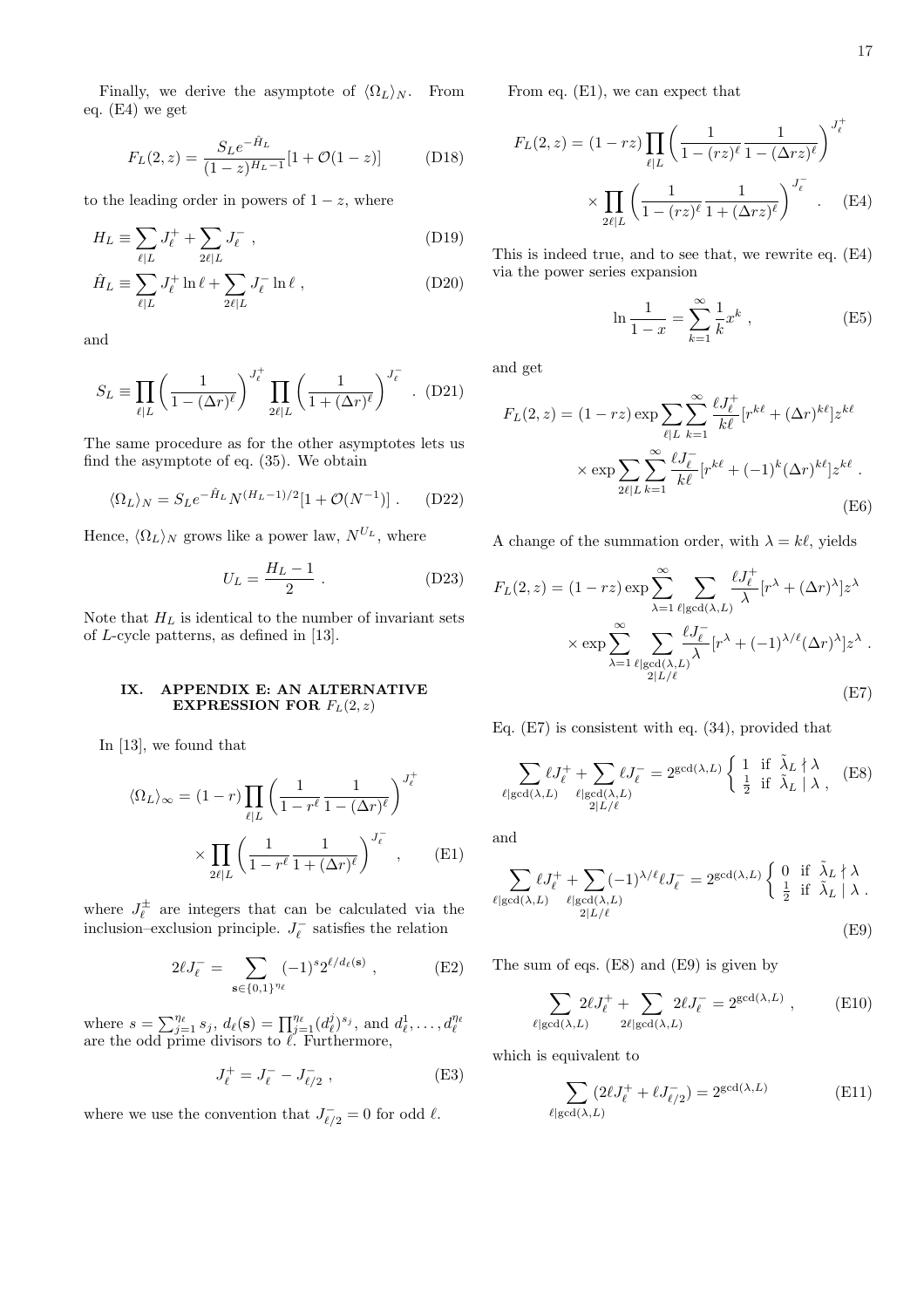Finally, we derive the asymptote of $\langle\Omega_L\rangle_N$. From eq. (E4) we get

$$F_L(2,z) = \frac{S_L e^{-\hat{H}_L}}{(1-z)^{H_L-1}}[1+\mathcal{O}(1-z)] \tag{D18}$$

to the leading order in powers of $1-z$, where

$$H_L \equiv \sum_{\ell|L} J_\ell^+ + \sum_{2\ell|L} J_\ell^- \ , \tag{D19}$$

$$\hat{H}_L \equiv \sum_{\ell|L} J_\ell^+ \ln \ell + \sum_{2\ell|L} J_\ell^- \ln \ell \ , \tag{D20}$$

and

$$S_L \equiv \prod_{\ell|L} \left(\frac{1}{1-(\Delta r)^\ell}\right)^{J_\ell^+} \prod_{2\ell|L} \left(\frac{1}{1+(\Delta r)^\ell}\right)^{J_\ell^-} \ . \tag{D21}$$

The same procedure as for the other asymptotes lets us find the asymptote of eq. (35). We obtain

$$\langle\Omega_L\rangle_N = S_L e^{-\hat{H}_L} N^{(H_L-1)/2}[1+\mathcal{O}(N^{-1})] \ . \tag{D22}$$

Hence, $\langle\Omega_L\rangle_N$ grows like a power law, $N^{U_L}$, where

$$U_L = \frac{H_L-1}{2} \ . \tag{D23}$$

Note that $H_L$ is identical to the number of invariant sets of $L$-cycle patterns, as defined in [13].

## IX. APPENDIX E: AN ALTERNATIVE EXPRESSION FOR $F_L(2,z)$

In [13], we found that

$$\langle\Omega_L\rangle_\infty = (1-r)\prod_{\ell|L}\left(\frac{1}{1-r^\ell}\frac{1}{1-(\Delta r)^\ell}\right)^{J_\ell^+} \times \prod_{2\ell|L}\left(\frac{1}{1-r^\ell}\frac{1}{1+(\Delta r)^\ell}\right)^{J_\ell^-} \ , \tag{E1}$$

where $J_\ell^\pm$ are integers that can be calculated via the inclusion–exclusion principle. $J_\ell^-$ satisfies the relation

$$2\ell J_\ell^- = \sum_{\mathbf{s}\in\{0,1\}^{\eta_\ell}} (-1)^s 2^{\ell/d_\ell(\mathbf{s})} \ , \tag{E2}$$

where $s=\sum_{j=1}^{\eta_\ell} s_j$, $d_\ell(\mathbf{s}) = \prod_{j=1}^{\eta_\ell}(d_\ell^j)^{s_j}$, and $d_\ell^1,\ldots,d_\ell^{\eta_\ell}$ are the odd prime divisors to $\ell$. Furthermore,

$$J_\ell^+ = J_\ell^- - J_{\ell/2}^- \ , \tag{E3}$$

where we use the convention that $J_{\ell/2}^- = 0$ for odd $\ell$.

From eq. (E1), we can expect that

$$F_L(2,z) = (1-rz)\prod_{\ell|L}\left(\frac{1}{1-(rz)^\ell}\frac{1}{1-(\Delta rz)^\ell}\right)^{J_\ell^+} \times \prod_{2\ell|L}\left(\frac{1}{1-(rz)^\ell}\frac{1}{1+(\Delta rz)^\ell}\right)^{J_\ell^-} \ . \tag{E4}$$

This is indeed true, and to see that, we rewrite eq. (E4) via the power series expansion

$$\ln\frac{1}{1-x} = \sum_{k=1}^\infty \frac{1}{k}x^k \ , \tag{E5}$$

and get

$$F_L(2,z) = (1-rz)\exp\sum_{\ell|L}\sum_{k=1}^\infty \frac{\ell J_\ell^+}{k\ell}[r^{k\ell}+(\Delta r)^{k\ell}]z^{k\ell} \times \exp\sum_{2\ell|L}\sum_{k=1}^\infty \frac{\ell J_\ell^-}{k\ell}[r^{k\ell}+(-1)^k(\Delta r)^{k\ell}]z^{k\ell} \ . \tag{E6}$$

A change of the summation order, with $\lambda = k\ell$, yields

$$F_L(2,z) = (1-rz)\exp\sum_{\lambda=1}^\infty \sum_{\ell|\gcd(\lambda,L)} \frac{\ell J_\ell^+}{\lambda}[r^\lambda + (\Delta r)^\lambda]z^\lambda \times \exp\sum_{\lambda=1}^\infty \sum_{\substack{\ell|\gcd(\lambda,L)\\ 2|L/\ell}} \frac{\ell J_\ell^-}{\lambda}[r^\lambda + (-1)^{\lambda/\ell}(\Delta r)^\lambda]z^\lambda \ . \tag{E7}$$

Eq. (E7) is consistent with eq. (34), provided that

$$\sum_{\ell|\gcd(\lambda,L)} \ell J_\ell^+ + \sum_{\substack{\ell|\gcd(\lambda,L)\\ 2|L/\ell}} \ell J_\ell^- = 2^{\gcd(\lambda,L)}\left\{\begin{array}{ll} 1 & \text{if } \tilde{\lambda}_L \nmid \lambda \\ \frac{1}{2} & \text{if } \tilde{\lambda}_L \mid \lambda \ , \end{array}\right. \tag{E8}$$

and

$$\sum_{\ell|\gcd(\lambda,L)} \ell J_\ell^+ + \sum_{\substack{\ell|\gcd(\lambda,L)\\ 2|L/\ell}} (-1)^{\lambda/\ell}\ell J_\ell^- = 2^{\gcd(\lambda,L)}\left\{\begin{array}{ll} 0 & \text{if } \tilde{\lambda}_L \nmid \lambda \\ \frac{1}{2} & \text{if } \tilde{\lambda}_L \mid \lambda \ . \end{array}\right. \tag{E9}$$

The sum of eqs. (E8) and (E9) is given by

$$\sum_{\ell|\gcd(\lambda,L)} 2\ell J_\ell^+ + \sum_{2\ell|\gcd(\lambda,L)} 2\ell J_\ell^- = 2^{\gcd(\lambda,L)} \ , \tag{E10}$$

which is equivalent to

$$\sum_{\ell|\gcd(\lambda,L)} (2\ell J_\ell^+ + \ell J_{\ell/2}^-) = 2^{\gcd(\lambda,L)} \tag{E11}$$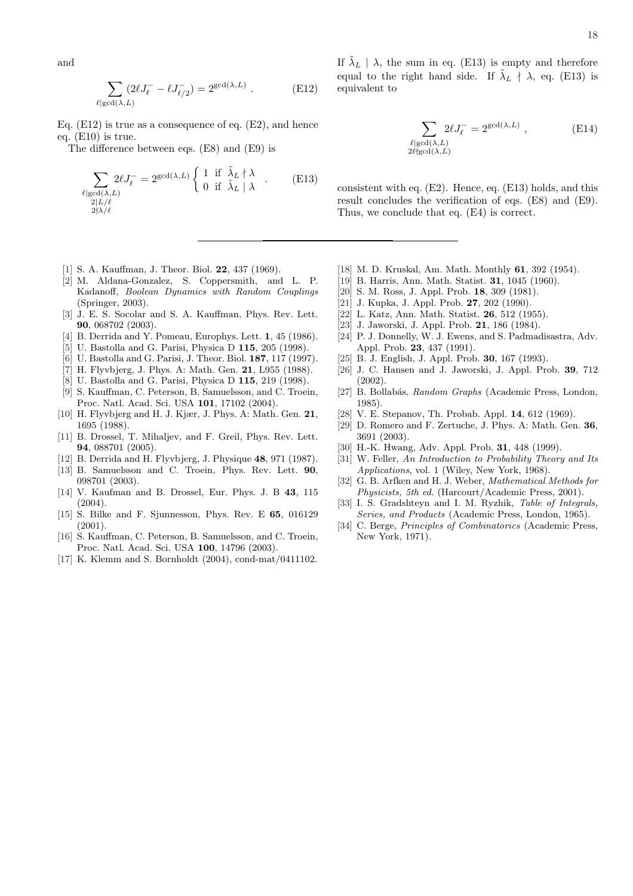and

$$\sum_{\ell|\gcd(\lambda,L)} (2\ell J^-_\ell - \ell J^-_{\ell/2}) = 2^{\gcd(\lambda,L)} \; . \tag{E12}$$

Eq. (E12) is true as a consequence of eq. (E2), and hence eq. (E10) is true.

The difference between eqs. (E8) and (E9) is

$$\sum_{\substack{\ell|\gcd(\lambda,L)\\ 2|L/\ell \\ 2\nmid\lambda/\ell}} 2\ell J^-_\ell = 2^{\gcd(\lambda,L)} \begin{cases} 1 & \text{if } \tilde{\lambda}_L \nmid \lambda \\ 0 & \text{if } \tilde{\lambda}_L \mid \lambda \end{cases} \; . \tag{E13}$$

If $\tilde{\lambda}_L \mid \lambda$, the sum in eq. (E13) is empty and therefore equal to the right hand side. If $\tilde{\lambda}_L \nmid \lambda$, eq. (E13) is equivalent to

$$\sum_{\substack{\ell|\gcd(\lambda,L)\\ 2\ell\nmid\gcd(\lambda,L)}} 2\ell J^-_\ell = 2^{\gcd(\lambda,L)} \; , \tag{E14}$$

consistent with eq. (E2). Hence, eq. (E13) holds, and this result concludes the verification of eqs. (E8) and (E9). Thus, we conclude that eq. (E4) is correct.

---

[1] S. A. Kauffman, J. Theor. Biol. **22**, 437 (1969).

[2] M. Aldana-Gonzalez, S. Coppersmith, and L. P. Kadanoff, *Boolean Dynamics with Random Couplings* (Springer, 2003).

[3] J. E. S. Socolar and S. A. Kauffman, Phys. Rev. Lett. **90**, 068702 (2003).

[4] B. Derrida and Y. Pomeau, Europhys. Lett. **1**, 45 (1986).

[5] U. Bastolla and G. Parisi, Physica D **115**, 205 (1998).

[6] U. Bastolla and G. Parisi, J. Theor. Biol. **187**, 117 (1997).

[7] H. Flyvbjerg, J. Phys. A: Math. Gen. **21**, L955 (1988).

[8] U. Bastolla and G. Parisi, Physica D **115**, 219 (1998).

[9] S. Kauffman, C. Peterson, B. Samuelsson, and C. Troein, Proc. Natl. Acad. Sci. USA **101**, 17102 (2004).

[10] H. Flyvbjerg and H. J. Kjær, J. Phys. A: Math. Gen. **21**, 1695 (1988).

[11] B. Drossel, T. Mihaljev, and F. Greil, Phys. Rev. Lett. **94**, 088701 (2005).

[12] B. Derrida and H. Flyvbjerg, J. Physique **48**, 971 (1987).

[13] B. Samuelsson and C. Troein, Phys. Rev. Lett. **90**, 098701 (2003).

[14] V. Kaufman and B. Drossel, Eur. Phys. J. B **43**, 115 (2004).

[15] S. Bilke and F. Sjunnesson, Phys. Rev. E **65**, 016129 (2001).

[16] S. Kauffman, C. Peterson, B. Samuelsson, and C. Troein, Proc. Natl. Acad. Sci. USA **100**, 14796 (2003).

[17] K. Klemm and S. Bornholdt (2004), cond-mat/0411102.

[18] M. D. Kruskal, Am. Math. Monthly **61**, 392 (1954).

[19] B. Harris, Ann. Math. Statist. **31**, 1045 (1960).

[20] S. M. Ross, J. Appl. Prob. **18**, 309 (1981).

[21] J. Kupka, J. Appl. Prob. **27**, 202 (1990).

[22] L. Katz, Ann. Math. Statist. **26**, 512 (1955).

[23] J. Jaworski, J. Appl. Prob. **21**, 186 (1984).

[24] P. J. Donnelly, W. J. Ewens, and S. Padmadisastra, Adv. Appl. Prob. **23**, 437 (1991).

[25] B. J. English, J. Appl. Prob. **30**, 167 (1993).

[26] J. C. Hansen and J. Jaworski, J. Appl. Prob. **39**, 712 (2002).

[27] B. Bollabás, *Random Graphs* (Academic Press, London, 1985).

[28] V. E. Stepanov, Th. Probab. Appl. **14**, 612 (1969).

[29] D. Romero and F. Zertuche, J. Phys. A: Math. Gen. **36**, 3691 (2003).

[30] H.-K. Hwang, Adv. Appl. Prob. **31**, 448 (1999).

[31] W. Feller, *An Introduction to Probability Theory and Its Applications*, vol. 1 (Wiley, New York, 1968).

[32] G. B. Arfken and H. J. Weber, *Mathematical Methods for Physicists, 5th ed.* (Harcourt/Academic Press, 2001).

[33] I. S. Gradshteyn and I. M. Ryzhik, *Table of Integrals, Series, and Products* (Academic Press, London, 1965).

[34] C. Berge, *Principles of Combinatorics* (Academic Press, New York, 1971).